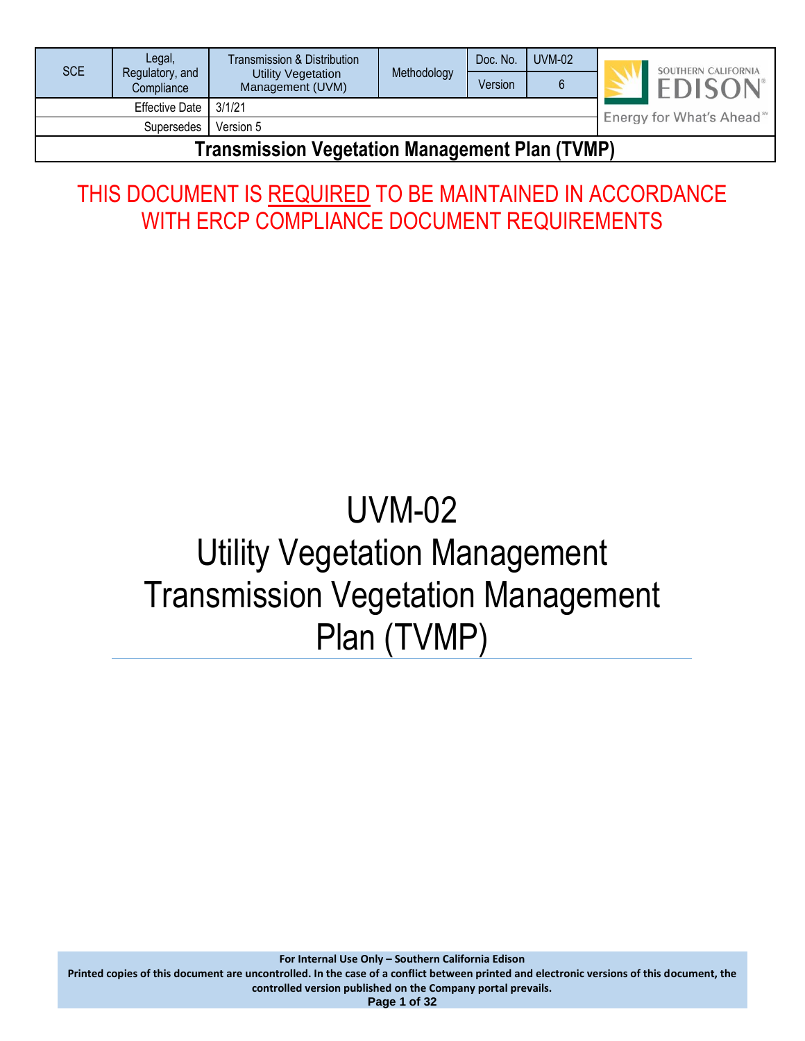| SCE | Legal, Regulatory, and Compliance | Transmission & Distribution Utility Vegetation Management (UVM) | Methodology | Doc. No. | UVM-02 |
|---|---|---|---|---|---|
| | | | | Version | 6 |
| Effective Date | 3/1/21 | | | | |
| Supersedes | Version 5 | | | | |

**Transmission Vegetation Management Plan (TVMP)**

THIS DOCUMENT IS REQUIRED TO BE MAINTAINED IN ACCORDANCE WITH ERCP COMPLIANCE DOCUMENT REQUIREMENTS

# UVM-02
# Utility Vegetation Management
# Transmission Vegetation Management Plan (TVMP)

**For Internal Use Only – Southern California Edison**

**Printed copies of this document are uncontrolled. In the case of a conflict between printed and electronic versions of this document, the controlled version published on the Company portal prevails.**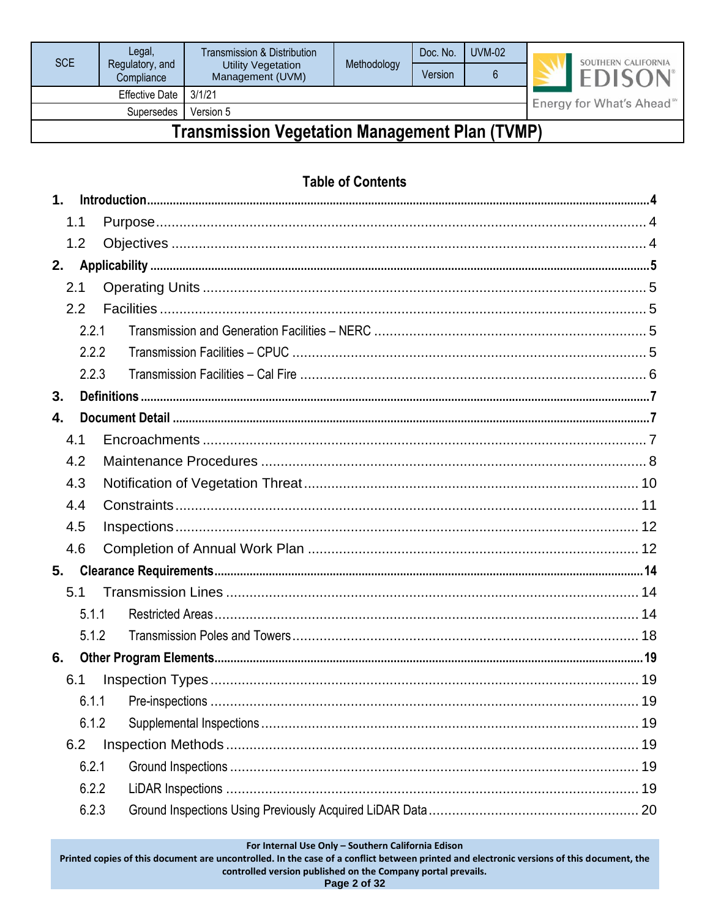## Table of Contents

1. **Introduction** ........ 4
   - 1.1 Purpose ........ 4
   - 1.2 Objectives ........ 4
2. **Applicability** ........ 5
   - 2.1 Operating Units ........ 5
   - 2.2 Facilities ........ 5
     - 2.2.1 Transmission and Generation Facilities – NERC ........ 5
     - 2.2.2 Transmission Facilities – CPUC ........ 5
     - 2.2.3 Transmission Facilities – Cal Fire ........ 6
3. **Definitions** ........ 7
4. **Document Detail** ........ 7
   - 4.1 Encroachments ........ 7
   - 4.2 Maintenance Procedures ........ 8
   - 4.3 Notification of Vegetation Threat ........ 10
   - 4.4 Constraints ........ 11
   - 4.5 Inspections ........ 12
   - 4.6 Completion of Annual Work Plan ........ 12
5. **Clearance Requirements** ........ 14
   - 5.1 Transmission Lines ........ 14
     - 5.1.1 Restricted Areas ........ 14
     - 5.1.2 Transmission Poles and Towers ........ 18
6. **Other Program Elements** ........ 19
   - 6.1 Inspection Types ........ 19
     - 6.1.1 Pre-inspections ........ 19
     - 6.1.2 Supplemental Inspections ........ 19
   - 6.2 Inspection Methods ........ 19
     - 6.2.1 Ground Inspections ........ 19
     - 6.2.2 LiDAR Inspections ........ 19
     - 6.2.3 Ground Inspections Using Previously Acquired LiDAR Data ........ 20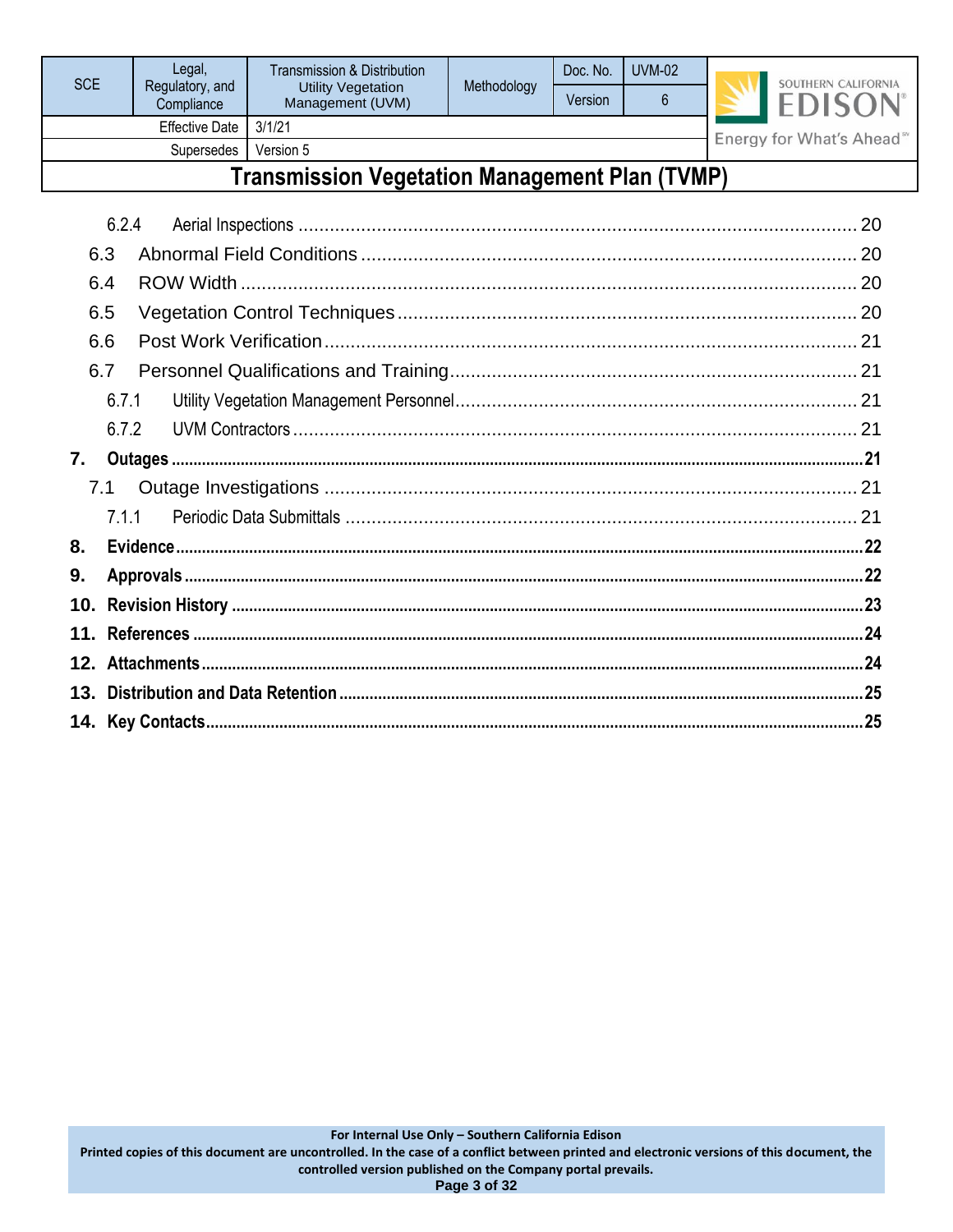6.2.4 Aerial Inspections ........................................................................................................ 20

6.3 Abnormal Field Conditions ............................................................................................ 20

6.4 ROW Width .................................................................................................................... 20

6.5 Vegetation Control Techniques ...................................................................................... 20

6.6 Post Work Verification .................................................................................................... 21

6.7 Personnel Qualifications and Training ........................................................................... 21

6.7.1 Utility Vegetation Management Personnel ........................................................................ 21

6.7.2 UVM Contractors .......................................................................................................... 21

**7. Outages ............................................................................................................................ 21**

7.1 Outage Investigations .................................................................................................... 21

7.1.1 Periodic Data Submittals ................................................................................................ 21

**8. Evidence ........................................................................................................................... 22**

**9. Approvals ......................................................................................................................... 22**

**10. Revision History ............................................................................................................... 23**

**11. References ....................................................................................................................... 24**

**12. Attachments ..................................................................................................................... 24**

**13. Distribution and Data Retention ....................................................................................... 25**

**14. Key Contacts .................................................................................................................... 25**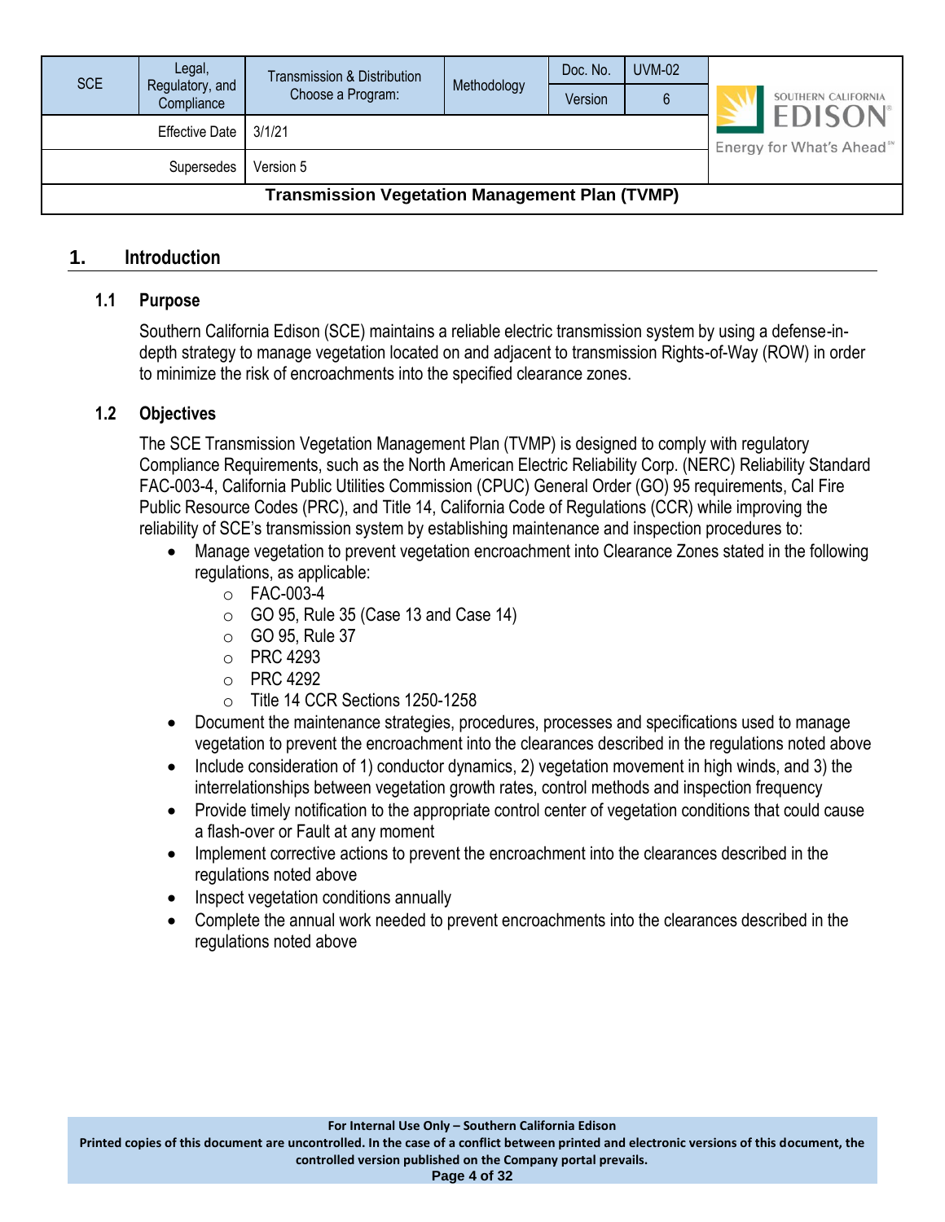# 1. Introduction

## 1.1 Purpose

Southern California Edison (SCE) maintains a reliable electric transmission system by using a defense-in-depth strategy to manage vegetation located on and adjacent to transmission Rights-of-Way (ROW) in order to minimize the risk of encroachments into the specified clearance zones.

## 1.2 Objectives

The SCE Transmission Vegetation Management Plan (TVMP) is designed to comply with regulatory Compliance Requirements, such as the North American Electric Reliability Corp. (NERC) Reliability Standard FAC-003-4, California Public Utilities Commission (CPUC) General Order (GO) 95 requirements, Cal Fire Public Resource Codes (PRC), and Title 14, California Code of Regulations (CCR) while improving the reliability of SCE's transmission system by establishing maintenance and inspection procedures to:

- Manage vegetation to prevent vegetation encroachment into Clearance Zones stated in the following regulations, as applicable:
  - FAC-003-4
  - GO 95, Rule 35 (Case 13 and Case 14)
  - GO 95, Rule 37
  - PRC 4293
  - PRC 4292
  - Title 14 CCR Sections 1250-1258
- Document the maintenance strategies, procedures, processes and specifications used to manage vegetation to prevent the encroachment into the clearances described in the regulations noted above
- Include consideration of 1) conductor dynamics, 2) vegetation movement in high winds, and 3) the interrelationships between vegetation growth rates, control methods and inspection frequency
- Provide timely notification to the appropriate control center of vegetation conditions that could cause a flash-over or Fault at any moment
- Implement corrective actions to prevent the encroachment into the clearances described in the regulations noted above
- Inspect vegetation conditions annually
- Complete the annual work needed to prevent encroachments into the clearances described in the regulations noted above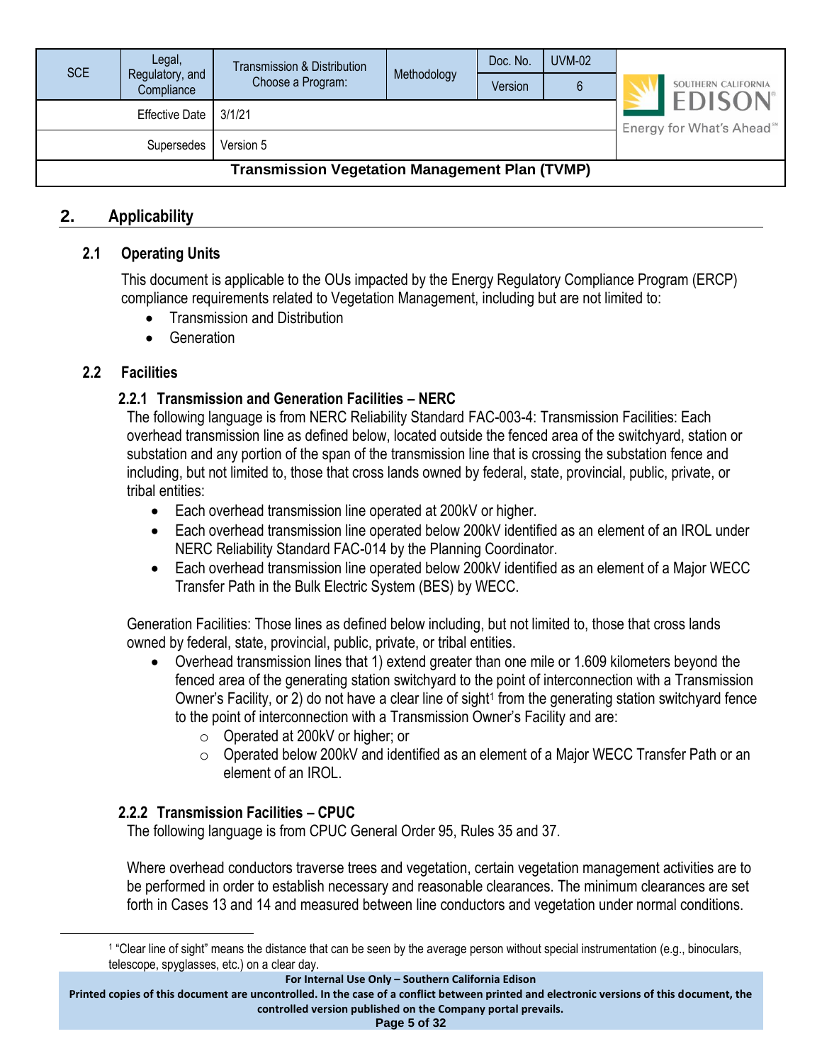## 2. Applicability

### 2.1 Operating Units

This document is applicable to the OUs impacted by the Energy Regulatory Compliance Program (ERCP) compliance requirements related to Vegetation Management, including but are not limited to:

- Transmission and Distribution
- Generation

### 2.2 Facilities

#### 2.2.1 Transmission and Generation Facilities – NERC

The following language is from NERC Reliability Standard FAC-003-4: Transmission Facilities: Each overhead transmission line as defined below, located outside the fenced area of the switchyard, station or substation and any portion of the span of the transmission line that is crossing the substation fence and including, but not limited to, those that cross lands owned by federal, state, provincial, public, private, or tribal entities:

- Each overhead transmission line operated at 200kV or higher.
- Each overhead transmission line operated below 200kV identified as an element of an IROL under NERC Reliability Standard FAC-014 by the Planning Coordinator.
- Each overhead transmission line operated below 200kV identified as an element of a Major WECC Transfer Path in the Bulk Electric System (BES) by WECC.

Generation Facilities: Those lines as defined below including, but not limited to, those that cross lands owned by federal, state, provincial, public, private, or tribal entities.

- Overhead transmission lines that 1) extend greater than one mile or 1.609 kilometers beyond the fenced area of the generating station switchyard to the point of interconnection with a Transmission Owner's Facility, or 2) do not have a clear line of sight[1] from the generating station switchyard fence to the point of interconnection with a Transmission Owner's Facility and are:
  - Operated at 200kV or higher; or
  - Operated below 200kV and identified as an element of a Major WECC Transfer Path or an element of an IROL.

#### 2.2.2 Transmission Facilities – CPUC

The following language is from CPUC General Order 95, Rules 35 and 37.

Where overhead conductors traverse trees and vegetation, certain vegetation management activities are to be performed in order to establish necessary and reasonable clearances. The minimum clearances are set forth in Cases 13 and 14 and measured between line conductors and vegetation under normal conditions.

---

[1] "Clear line of sight" means the distance that can be seen by the average person without special instrumentation (e.g., binoculars, telescope, spyglasses, etc.) on a clear day.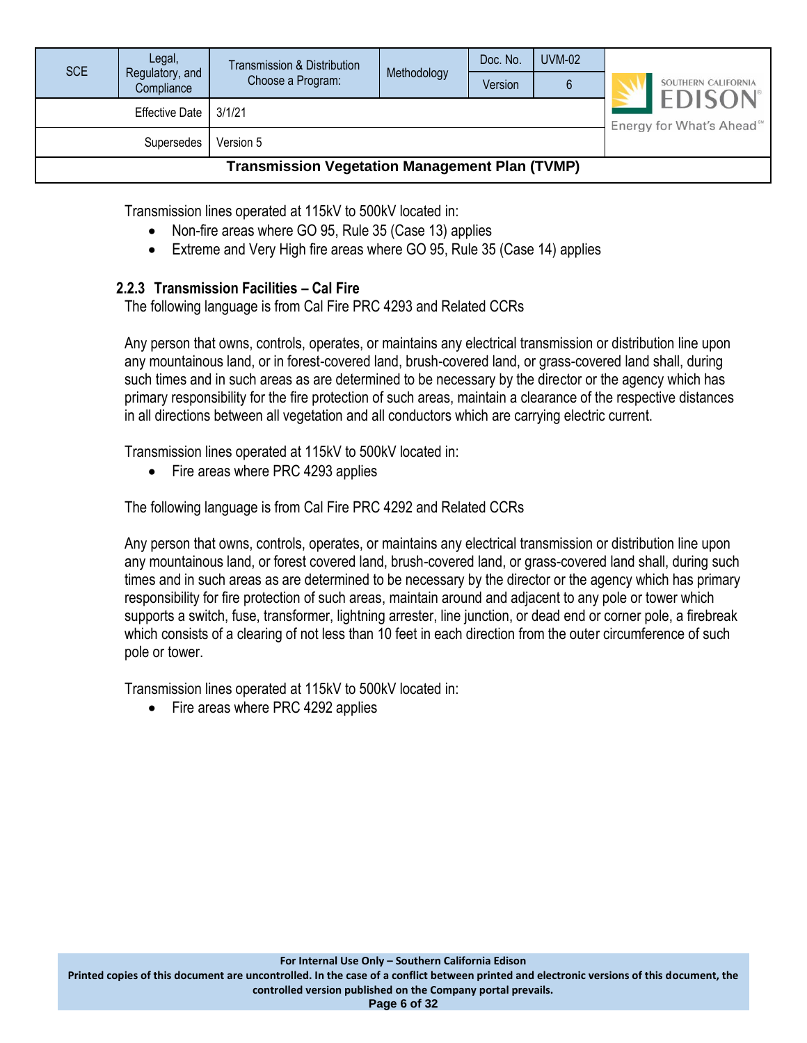Transmission lines operated at 115kV to 500kV located in:

- Non-fire areas where GO 95, Rule 35 (Case 13) applies
- Extreme and Very High fire areas where GO 95, Rule 35 (Case 14) applies

### 2.2.3 Transmission Facilities – Cal Fire

The following language is from Cal Fire PRC 4293 and Related CCRs

Any person that owns, controls, operates, or maintains any electrical transmission or distribution line upon any mountainous land, or in forest-covered land, brush-covered land, or grass-covered land shall, during such times and in such areas as are determined to be necessary by the director or the agency which has primary responsibility for the fire protection of such areas, maintain a clearance of the respective distances in all directions between all vegetation and all conductors which are carrying electric current.

Transmission lines operated at 115kV to 500kV located in:

- Fire areas where PRC 4293 applies

The following language is from Cal Fire PRC 4292 and Related CCRs

Any person that owns, controls, operates, or maintains any electrical transmission or distribution line upon any mountainous land, or forest covered land, brush-covered land, or grass-covered land shall, during such times and in such areas as are determined to be necessary by the director or the agency which has primary responsibility for fire protection of such areas, maintain around and adjacent to any pole or tower which supports a switch, fuse, transformer, lightning arrester, line junction, or dead end or corner pole, a firebreak which consists of a clearing of not less than 10 feet in each direction from the outer circumference of such pole or tower.

Transmission lines operated at 115kV to 500kV located in:

- Fire areas where PRC 4292 applies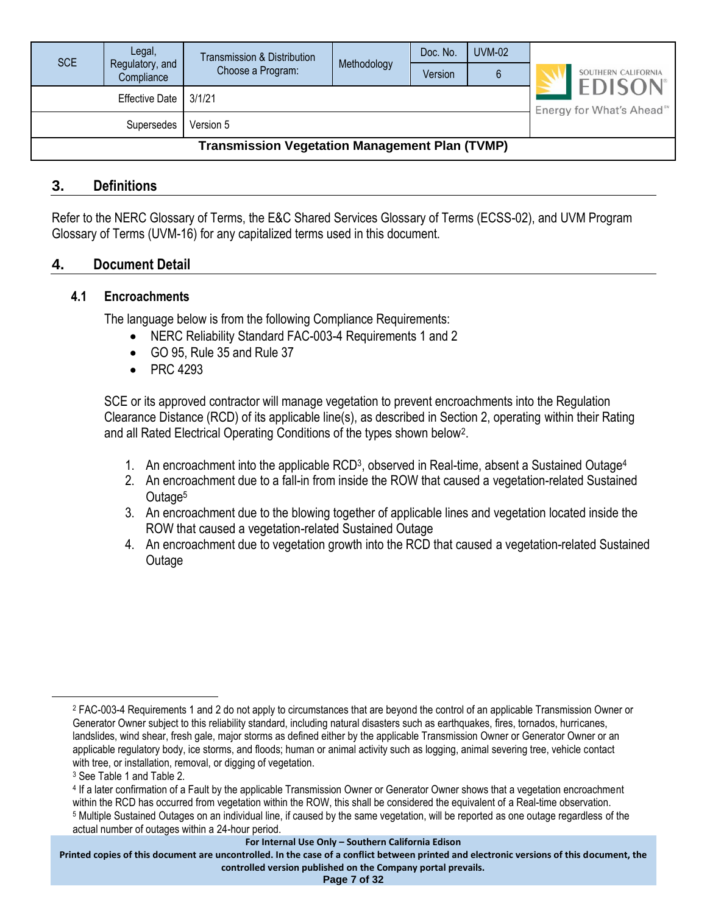## 3. Definitions

Refer to the NERC Glossary of Terms, the E&C Shared Services Glossary of Terms (ECSS-02), and UVM Program Glossary of Terms (UVM-16) for any capitalized terms used in this document.

## 4. Document Detail

### 4.1 Encroachments

The language below is from the following Compliance Requirements:

- NERC Reliability Standard FAC-003-4 Requirements 1 and 2
- GO 95, Rule 35 and Rule 37
- PRC 4293

SCE or its approved contractor will manage vegetation to prevent encroachments into the Regulation Clearance Distance (RCD) of its applicable line(s), as described in Section 2, operating within their Rating and all Rated Electrical Operating Conditions of the types shown below[2].

1. An encroachment into the applicable RCD[3], observed in Real-time, absent a Sustained Outage[4]
2. An encroachment due to a fall-in from inside the ROW that caused a vegetation-related Sustained Outage[5]
3. An encroachment due to the blowing together of applicable lines and vegetation located inside the ROW that caused a vegetation-related Sustained Outage
4. An encroachment due to vegetation growth into the RCD that caused a vegetation-related Sustained Outage

---

[2] FAC-003-4 Requirements 1 and 2 do not apply to circumstances that are beyond the control of an applicable Transmission Owner or Generator Owner subject to this reliability standard, including natural disasters such as earthquakes, fires, tornados, hurricanes, landslides, wind shear, fresh gale, major storms as defined either by the applicable Transmission Owner or Generator Owner or an applicable regulatory body, ice storms, and floods; human or animal activity such as logging, animal severing tree, vehicle contact with tree, or installation, removal, or digging of vegetation.

[3] See Table 1 and Table 2.

[4] If a later confirmation of a Fault by the applicable Transmission Owner or Generator Owner shows that a vegetation encroachment within the RCD has occurred from vegetation within the ROW, this shall be considered the equivalent of a Real-time observation.

[5] Multiple Sustained Outages on an individual line, if caused by the same vegetation, will be reported as one outage regardless of the actual number of outages within a 24-hour period.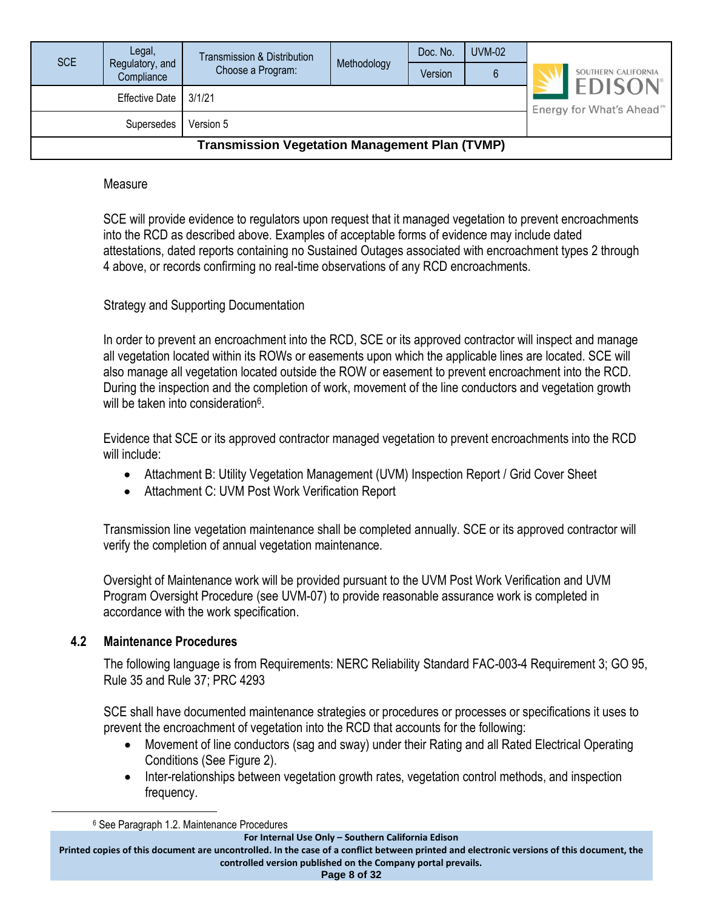Measure

SCE will provide evidence to regulators upon request that it managed vegetation to prevent encroachments into the RCD as described above. Examples of acceptable forms of evidence may include dated attestations, dated reports containing no Sustained Outages associated with encroachment types 2 through 4 above, or records confirming no real-time observations of any RCD encroachments.

Strategy and Supporting Documentation

In order to prevent an encroachment into the RCD, SCE or its approved contractor will inspect and manage all vegetation located within its ROWs or easements upon which the applicable lines are located. SCE will also manage all vegetation located outside the ROW or easement to prevent encroachment into the RCD. During the inspection and the completion of work, movement of the line conductors and vegetation growth will be taken into consideration[6].

Evidence that SCE or its approved contractor managed vegetation to prevent encroachments into the RCD will include:

- Attachment B: Utility Vegetation Management (UVM) Inspection Report / Grid Cover Sheet
- Attachment C: UVM Post Work Verification Report

Transmission line vegetation maintenance shall be completed annually. SCE or its approved contractor will verify the completion of annual vegetation maintenance.

Oversight of Maintenance work will be provided pursuant to the UVM Post Work Verification and UVM Program Oversight Procedure (see UVM-07) to provide reasonable assurance work is completed in accordance with the work specification.

### 4.2 Maintenance Procedures

The following language is from Requirements: NERC Reliability Standard FAC-003-4 Requirement 3; GO 95, Rule 35 and Rule 37; PRC 4293

SCE shall have documented maintenance strategies or procedures or processes or specifications it uses to prevent the encroachment of vegetation into the RCD that accounts for the following:

- Movement of line conductors (sag and sway) under their Rating and all Rated Electrical Operating Conditions (See Figure 2).
- Inter-relationships between vegetation growth rates, vegetation control methods, and inspection frequency.

[6] See Paragraph 1.2. Maintenance Procedures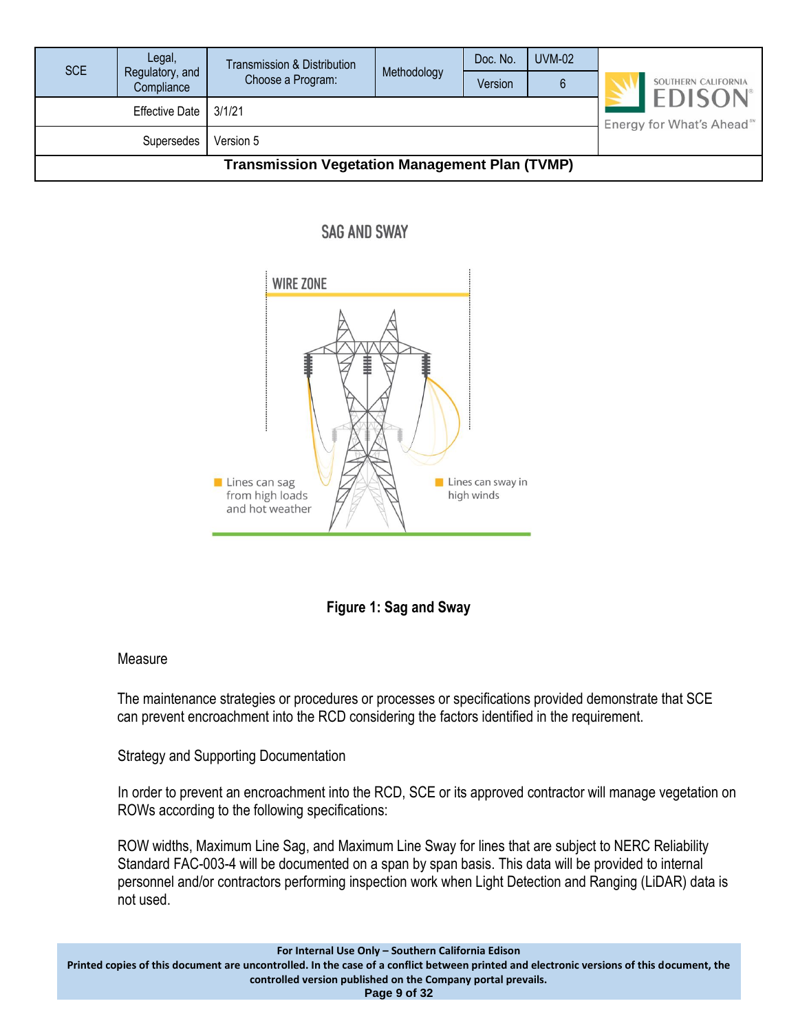SAG AND SWAY

WIRE ZONE

Lines can sag from high loads and hot weather

Lines can sway in high winds

**Figure 1: Sag and Sway**

Measure

The maintenance strategies or procedures or processes or specifications provided demonstrate that SCE can prevent encroachment into the RCD considering the factors identified in the requirement.

Strategy and Supporting Documentation

In order to prevent an encroachment into the RCD, SCE or its approved contractor will manage vegetation on ROWs according to the following specifications:

ROW widths, Maximum Line Sag, and Maximum Line Sway for lines that are subject to NERC Reliability Standard FAC-003-4 will be documented on a span by span basis. This data will be provided to internal personnel and/or contractors performing inspection work when Light Detection and Ranging (LiDAR) data is not used.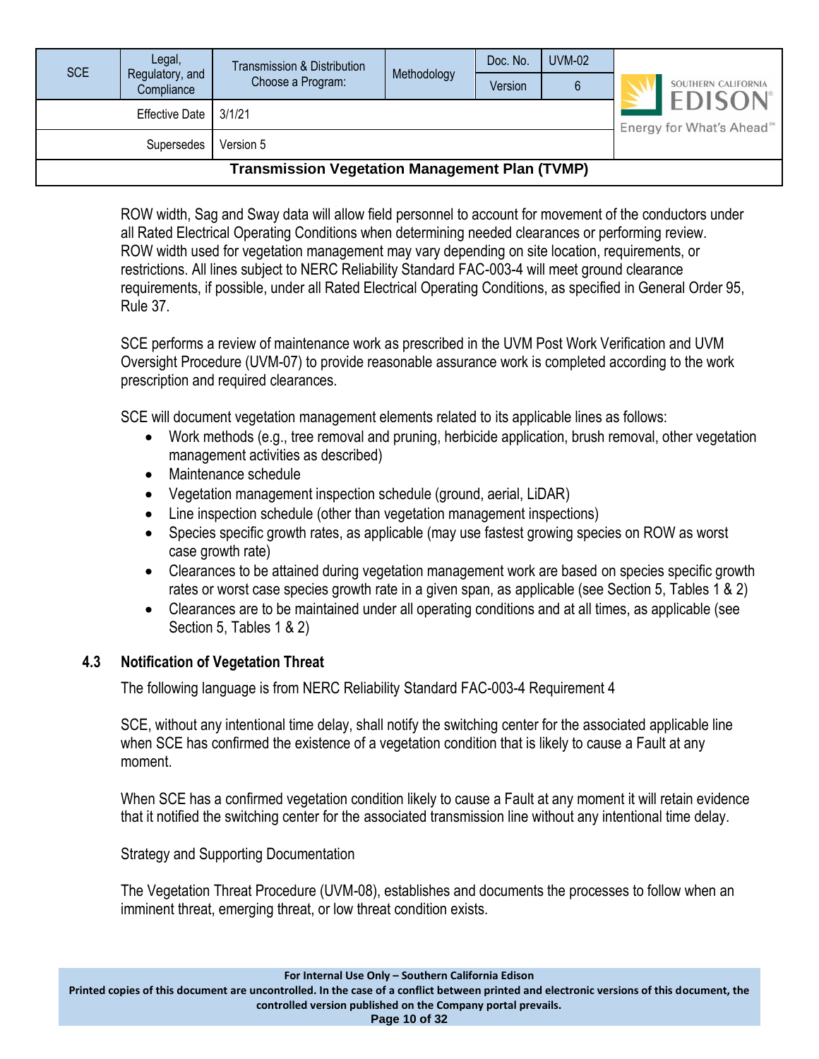ROW width, Sag and Sway data will allow field personnel to account for movement of the conductors under all Rated Electrical Operating Conditions when determining needed clearances or performing review. ROW width used for vegetation management may vary depending on site location, requirements, or restrictions. All lines subject to NERC Reliability Standard FAC-003-4 will meet ground clearance requirements, if possible, under all Rated Electrical Operating Conditions, as specified in General Order 95, Rule 37.

SCE performs a review of maintenance work as prescribed in the UVM Post Work Verification and UVM Oversight Procedure (UVM-07) to provide reasonable assurance work is completed according to the work prescription and required clearances.

SCE will document vegetation management elements related to its applicable lines as follows:

- Work methods (e.g., tree removal and pruning, herbicide application, brush removal, other vegetation management activities as described)
- Maintenance schedule
- Vegetation management inspection schedule (ground, aerial, LiDAR)
- Line inspection schedule (other than vegetation management inspections)
- Species specific growth rates, as applicable (may use fastest growing species on ROW as worst case growth rate)
- Clearances to be attained during vegetation management work are based on species specific growth rates or worst case species growth rate in a given span, as applicable (see Section 5, Tables 1 & 2)
- Clearances are to be maintained under all operating conditions and at all times, as applicable (see Section 5, Tables 1 & 2)

### 4.3 Notification of Vegetation Threat

The following language is from NERC Reliability Standard FAC-003-4 Requirement 4

SCE, without any intentional time delay, shall notify the switching center for the associated applicable line when SCE has confirmed the existence of a vegetation condition that is likely to cause a Fault at any moment.

When SCE has a confirmed vegetation condition likely to cause a Fault at any moment it will retain evidence that it notified the switching center for the associated transmission line without any intentional time delay.

Strategy and Supporting Documentation

The Vegetation Threat Procedure (UVM-08), establishes and documents the processes to follow when an imminent threat, emerging threat, or low threat condition exists.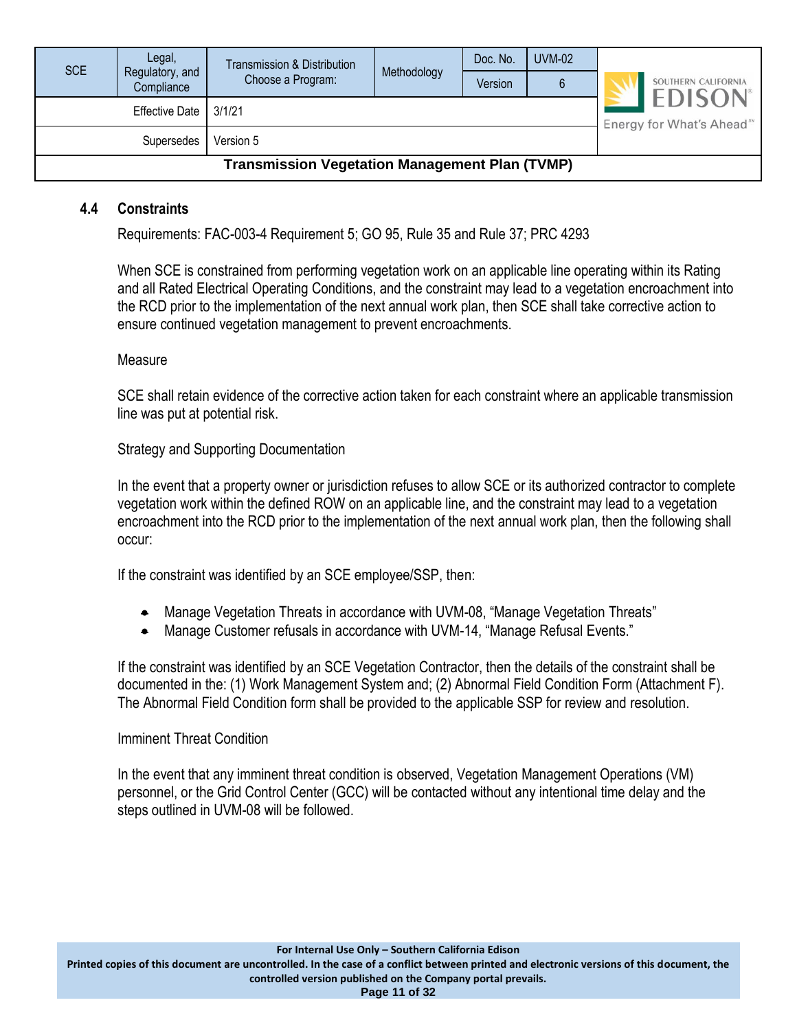### 4.4 Constraints

Requirements: FAC-003-4 Requirement 5; GO 95, Rule 35 and Rule 37; PRC 4293

When SCE is constrained from performing vegetation work on an applicable line operating within its Rating and all Rated Electrical Operating Conditions, and the constraint may lead to a vegetation encroachment into the RCD prior to the implementation of the next annual work plan, then SCE shall take corrective action to ensure continued vegetation management to prevent encroachments.

Measure

SCE shall retain evidence of the corrective action taken for each constraint where an applicable transmission line was put at potential risk.

Strategy and Supporting Documentation

In the event that a property owner or jurisdiction refuses to allow SCE or its authorized contractor to complete vegetation work within the defined ROW on an applicable line, and the constraint may lead to a vegetation encroachment into the RCD prior to the implementation of the next annual work plan, then the following shall occur:

If the constraint was identified by an SCE employee/SSP, then:

- Manage Vegetation Threats in accordance with UVM-08, "Manage Vegetation Threats"
- Manage Customer refusals in accordance with UVM-14, "Manage Refusal Events."

If the constraint was identified by an SCE Vegetation Contractor, then the details of the constraint shall be documented in the: (1) Work Management System and; (2) Abnormal Field Condition Form (Attachment F). The Abnormal Field Condition form shall be provided to the applicable SSP for review and resolution.

Imminent Threat Condition

In the event that any imminent threat condition is observed, Vegetation Management Operations (VM) personnel, or the Grid Control Center (GCC) will be contacted without any intentional time delay and the steps outlined in UVM-08 will be followed.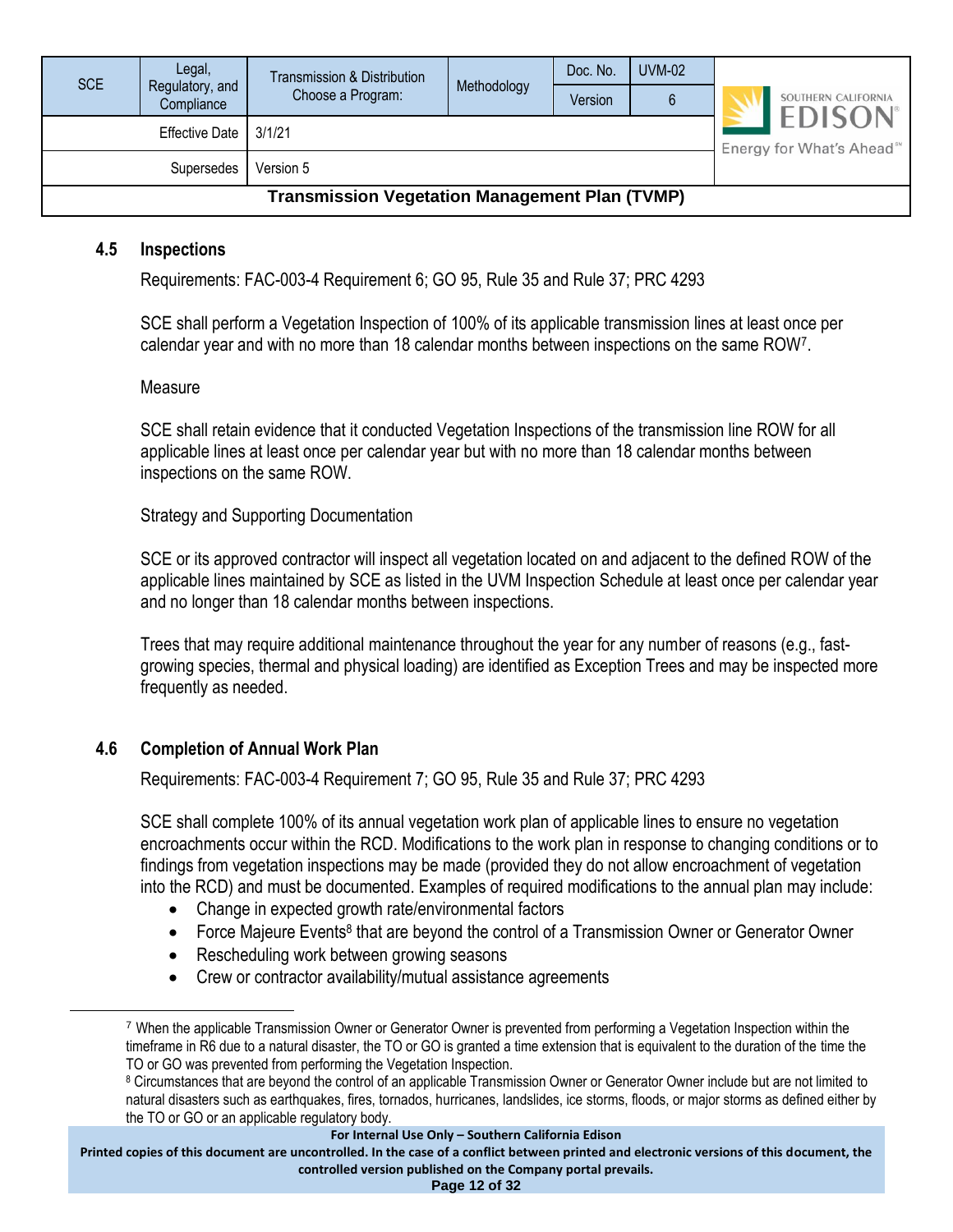### 4.5 Inspections

Requirements: FAC-003-4 Requirement 6; GO 95, Rule 35 and Rule 37; PRC 4293

SCE shall perform a Vegetation Inspection of 100% of its applicable transmission lines at least once per calendar year and with no more than 18 calendar months between inspections on the same ROW[7].

Measure

SCE shall retain evidence that it conducted Vegetation Inspections of the transmission line ROW for all applicable lines at least once per calendar year but with no more than 18 calendar months between inspections on the same ROW.

Strategy and Supporting Documentation

SCE or its approved contractor will inspect all vegetation located on and adjacent to the defined ROW of the applicable lines maintained by SCE as listed in the UVM Inspection Schedule at least once per calendar year and no longer than 18 calendar months between inspections.

Trees that may require additional maintenance throughout the year for any number of reasons (e.g., fast-growing species, thermal and physical loading) are identified as Exception Trees and may be inspected more frequently as needed.

### 4.6 Completion of Annual Work Plan

Requirements: FAC-003-4 Requirement 7; GO 95, Rule 35 and Rule 37; PRC 4293

SCE shall complete 100% of its annual vegetation work plan of applicable lines to ensure no vegetation encroachments occur within the RCD. Modifications to the work plan in response to changing conditions or to findings from vegetation inspections may be made (provided they do not allow encroachment of vegetation into the RCD) and must be documented. Examples of required modifications to the annual plan may include:

- Change in expected growth rate/environmental factors
- Force Majeure Events[8] that are beyond the control of a Transmission Owner or Generator Owner
- Rescheduling work between growing seasons
- Crew or contractor availability/mutual assistance agreements

---

[7] When the applicable Transmission Owner or Generator Owner is prevented from performing a Vegetation Inspection within the timeframe in R6 due to a natural disaster, the TO or GO is granted a time extension that is equivalent to the duration of the time the TO or GO was prevented from performing the Vegetation Inspection.

[8] Circumstances that are beyond the control of an applicable Transmission Owner or Generator Owner include but are not limited to natural disasters such as earthquakes, fires, tornados, hurricanes, landslides, ice storms, floods, or major storms as defined either by the TO or GO or an applicable regulatory body.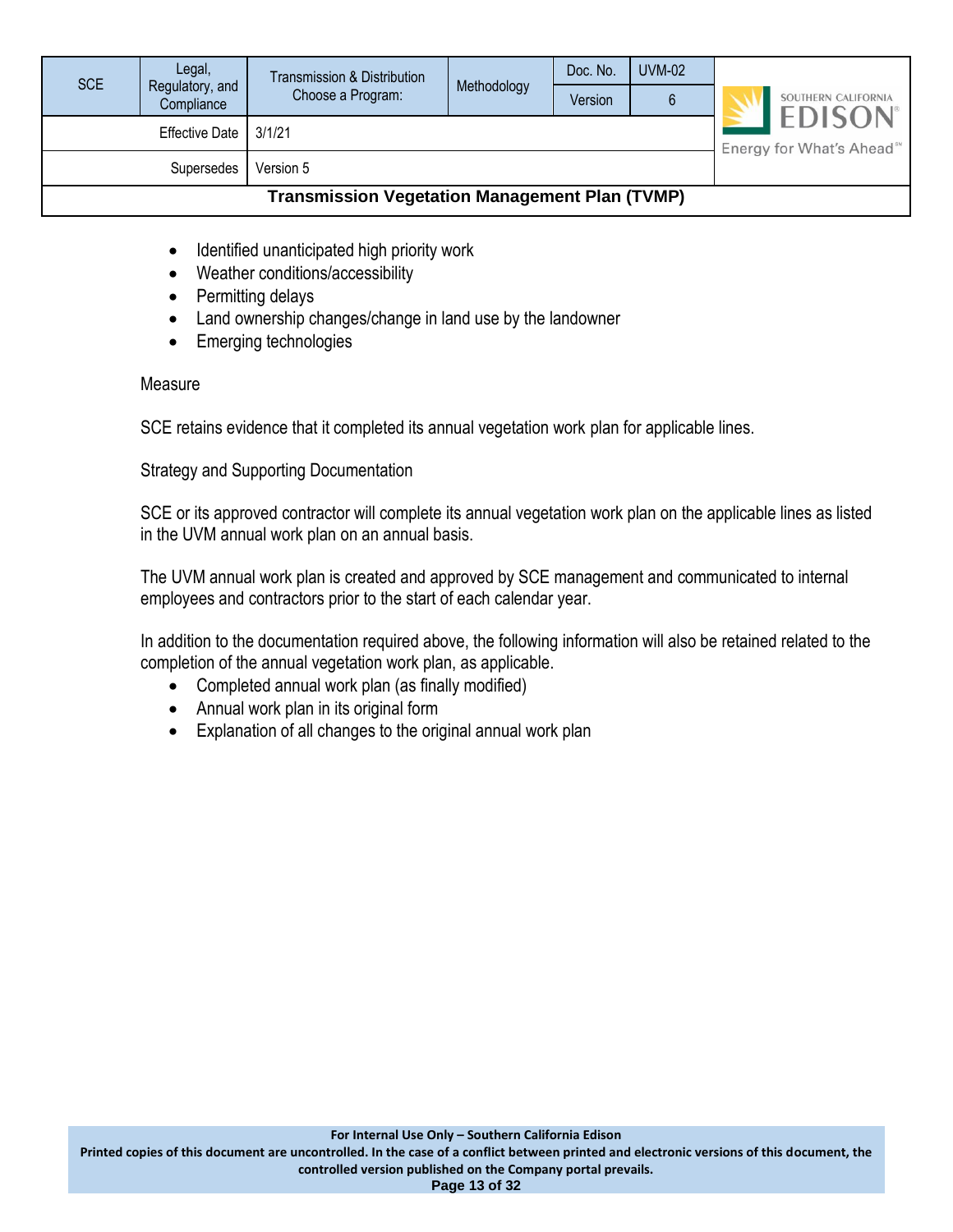- Identified unanticipated high priority work
- Weather conditions/accessibility
- Permitting delays
- Land ownership changes/change in land use by the landowner
- Emerging technologies

Measure

SCE retains evidence that it completed its annual vegetation work plan for applicable lines.

Strategy and Supporting Documentation

SCE or its approved contractor will complete its annual vegetation work plan on the applicable lines as listed in the UVM annual work plan on an annual basis.

The UVM annual work plan is created and approved by SCE management and communicated to internal employees and contractors prior to the start of each calendar year.

In addition to the documentation required above, the following information will also be retained related to the completion of the annual vegetation work plan, as applicable.

- Completed annual work plan (as finally modified)
- Annual work plan in its original form
- Explanation of all changes to the original annual work plan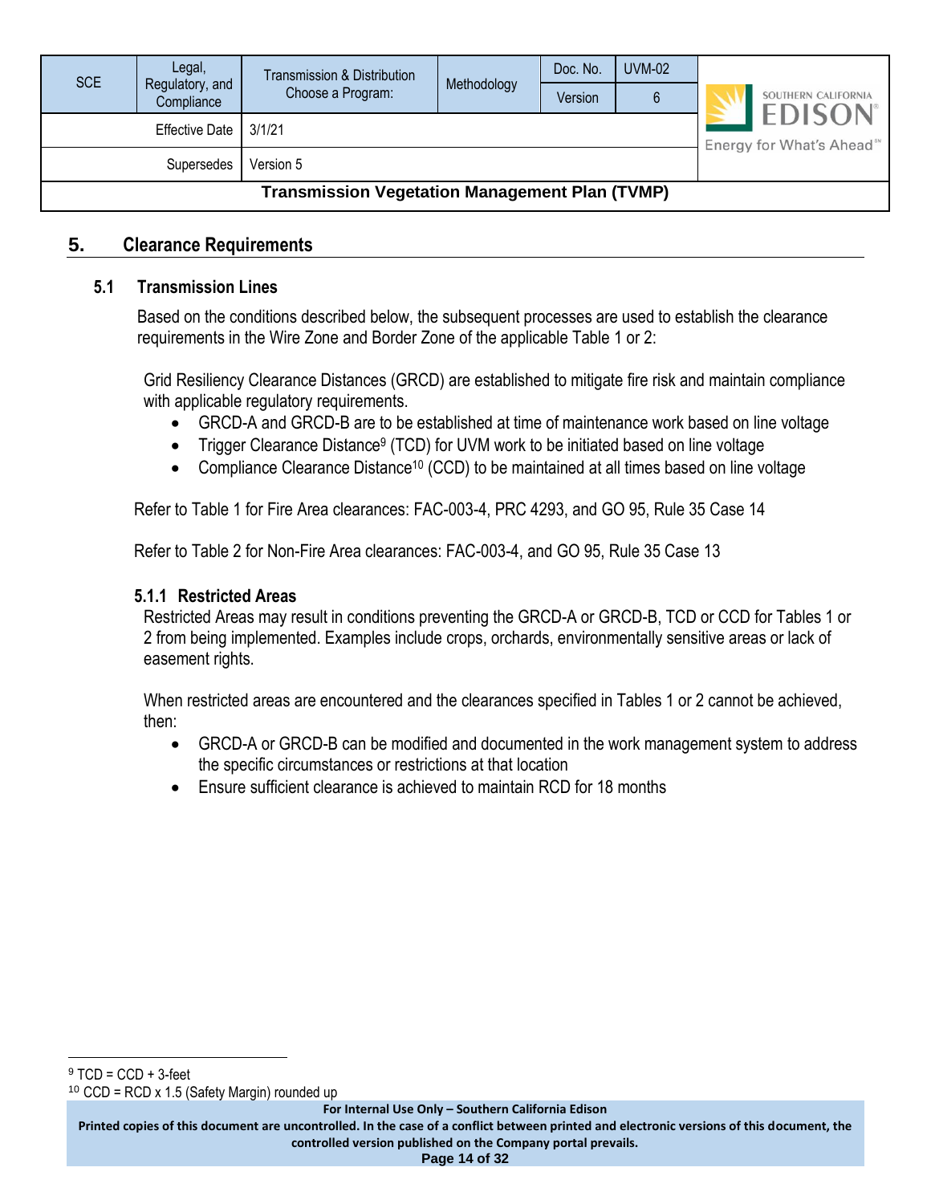## 5. Clearance Requirements

### 5.1 Transmission Lines

Based on the conditions described below, the subsequent processes are used to establish the clearance requirements in the Wire Zone and Border Zone of the applicable Table 1 or 2:

Grid Resiliency Clearance Distances (GRCD) are established to mitigate fire risk and maintain compliance with applicable regulatory requirements.

- GRCD-A and GRCD-B are to be established at time of maintenance work based on line voltage
- Trigger Clearance Distance[9] (TCD) for UVM work to be initiated based on line voltage
- Compliance Clearance Distance[10] (CCD) to be maintained at all times based on line voltage

Refer to Table 1 for Fire Area clearances: FAC-003-4, PRC 4293, and GO 95, Rule 35 Case 14

Refer to Table 2 for Non-Fire Area clearances: FAC-003-4, and GO 95, Rule 35 Case 13

#### 5.1.1 Restricted Areas

Restricted Areas may result in conditions preventing the GRCD-A or GRCD-B, TCD or CCD for Tables 1 or 2 from being implemented. Examples include crops, orchards, environmentally sensitive areas or lack of easement rights.

When restricted areas are encountered and the clearances specified in Tables 1 or 2 cannot be achieved, then:

- GRCD-A or GRCD-B can be modified and documented in the work management system to address the specific circumstances or restrictions at that location
- Ensure sufficient clearance is achieved to maintain RCD for 18 months

---

[9] TCD = CCD + 3-feet

[10] CCD = RCD x 1.5 (Safety Margin) rounded up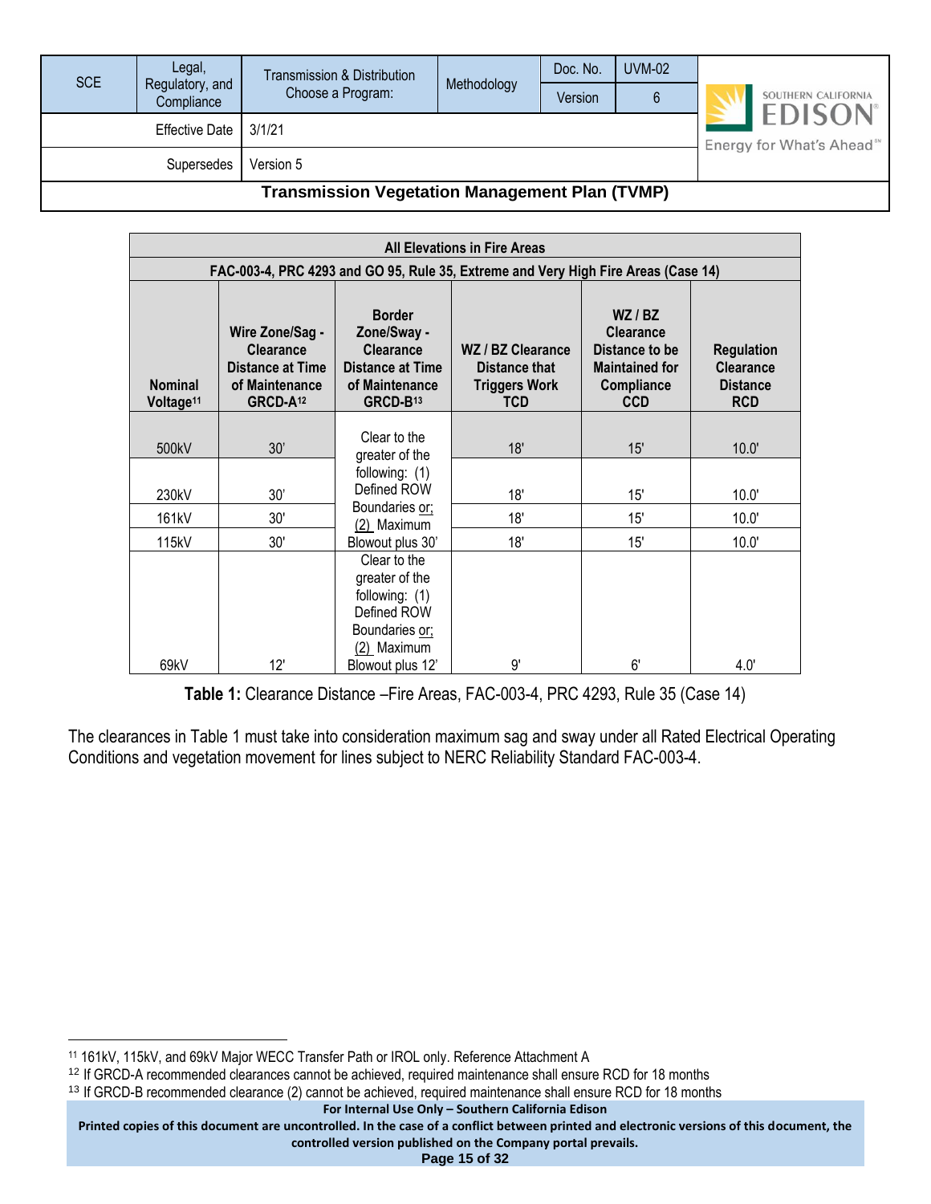| All Elevations in Fire Areas | | | | | |
|---|---|---|---|---|---|
| FAC-003-4, PRC 4293 and GO 95, Rule 35, Extreme and Very High Fire Areas (Case 14) | | | | | |
| **Nominal Voltage[11]** | **Wire Zone/Sag - Clearance Distance at Time of Maintenance GRCD-A[12]** | **Border Zone/Sway - Clearance Distance at Time of Maintenance GRCD-B[13]** | **WZ / BZ Clearance Distance that Triggers Work TCD** | **WZ / BZ Clearance Distance to be Maintained for Compliance CCD** | **Regulation Clearance Distance RCD** |
| 500kV | 30' | Clear to the greater of the following: (1) Defined ROW Boundaries or; (2) Maximum Blowout plus 30' | 18' | 15' | 10.0' |
| 230kV | 30' | | 18' | 15' | 10.0' |
| 161kV | 30' | | 18' | 15' | 10.0' |
| 115kV | 30' | | 18' | 15' | 10.0' |
| 69kV | 12' | Clear to the greater of the following: (1) Defined ROW Boundaries or; (2) Maximum Blowout plus 12' | 9' | 6' | 4.0' |

**Table 1:** Clearance Distance –Fire Areas, FAC-003-4, PRC 4293, Rule 35 (Case 14)

The clearances in Table 1 must take into consideration maximum sag and sway under all Rated Electrical Operating Conditions and vegetation movement for lines subject to NERC Reliability Standard FAC-003-4.

---

[11] 161kV, 115kV, and 69kV Major WECC Transfer Path or IROL only. Reference Attachment A

[12] If GRCD-A recommended clearances cannot be achieved, required maintenance shall ensure RCD for 18 months

[13] If GRCD-B recommended clearance (2) cannot be achieved, required maintenance shall ensure RCD for 18 months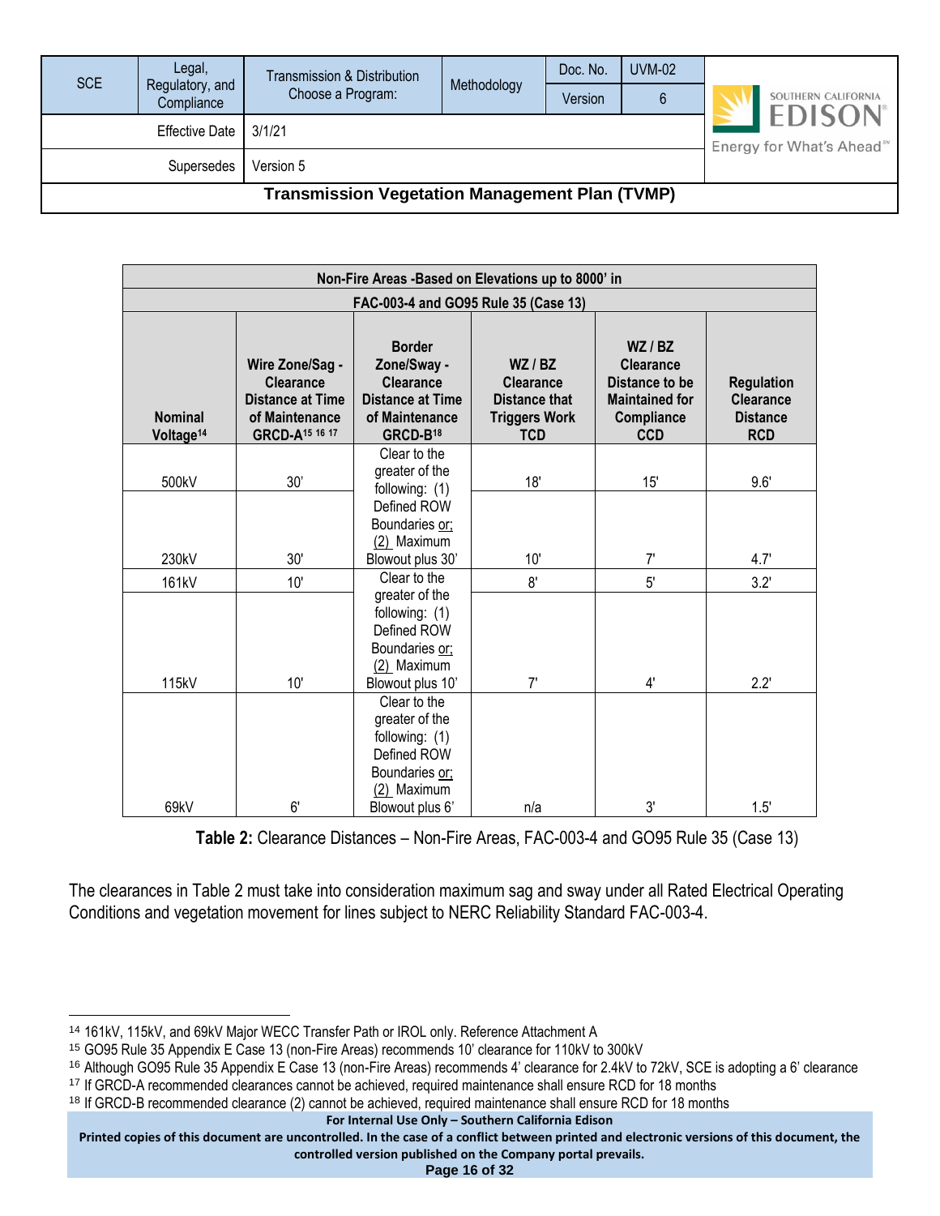| Non-Fire Areas -Based on Elevations up to 8000' in | | | | | |
|---|---|---|---|---|---|
| FAC-003-4 and GO95 Rule 35 (Case 13) | | | | | |
| Nominal Voltage[14] | Wire Zone/Sag - Clearance Distance at Time of Maintenance GRCD-A[15 16 17] | Border Zone/Sway - Clearance Distance at Time of Maintenance GRCD-B[18] | WZ / BZ Clearance Distance that Triggers Work TCD | WZ / BZ Clearance Distance to be Maintained for Compliance CCD | Regulation Clearance Distance RCD |
| 500kV | 30' | Clear to the greater of the following: (1) Defined ROW Boundaries or; (2) Maximum Blowout plus 30' | 18' | 15' | 9.6' |
| 230kV | 30' | | 10' | 7' | 4.7' |
| 161kV | 10' | Clear to the greater of the following: (1) Defined ROW Boundaries or; (2) Maximum Blowout plus 10' | 8' | 5' | 3.2' |
| 115kV | 10' | | 7' | 4' | 2.2' |
| 69kV | 6' | Clear to the greater of the following: (1) Defined ROW Boundaries or; (2) Maximum Blowout plus 6' | n/a | 3' | 1.5' |

**Table 2:** Clearance Distances – Non-Fire Areas, FAC-003-4 and GO95 Rule 35 (Case 13)

The clearances in Table 2 must take into consideration maximum sag and sway under all Rated Electrical Operating Conditions and vegetation movement for lines subject to NERC Reliability Standard FAC-003-4.

---

[14] 161kV, 115kV, and 69kV Major WECC Transfer Path or IROL only. Reference Attachment A

[15] GO95 Rule 35 Appendix E Case 13 (non-Fire Areas) recommends 10' clearance for 110kV to 300kV

[16] Although GO95 Rule 35 Appendix E Case 13 (non-Fire Areas) recommends 4' clearance for 2.4kV to 72kV, SCE is adopting a 6' clearance

[17] If GRCD-A recommended clearances cannot be achieved, required maintenance shall ensure RCD for 18 months

[18] If GRCD-B recommended clearance (2) cannot be achieved, required maintenance shall ensure RCD for 18 months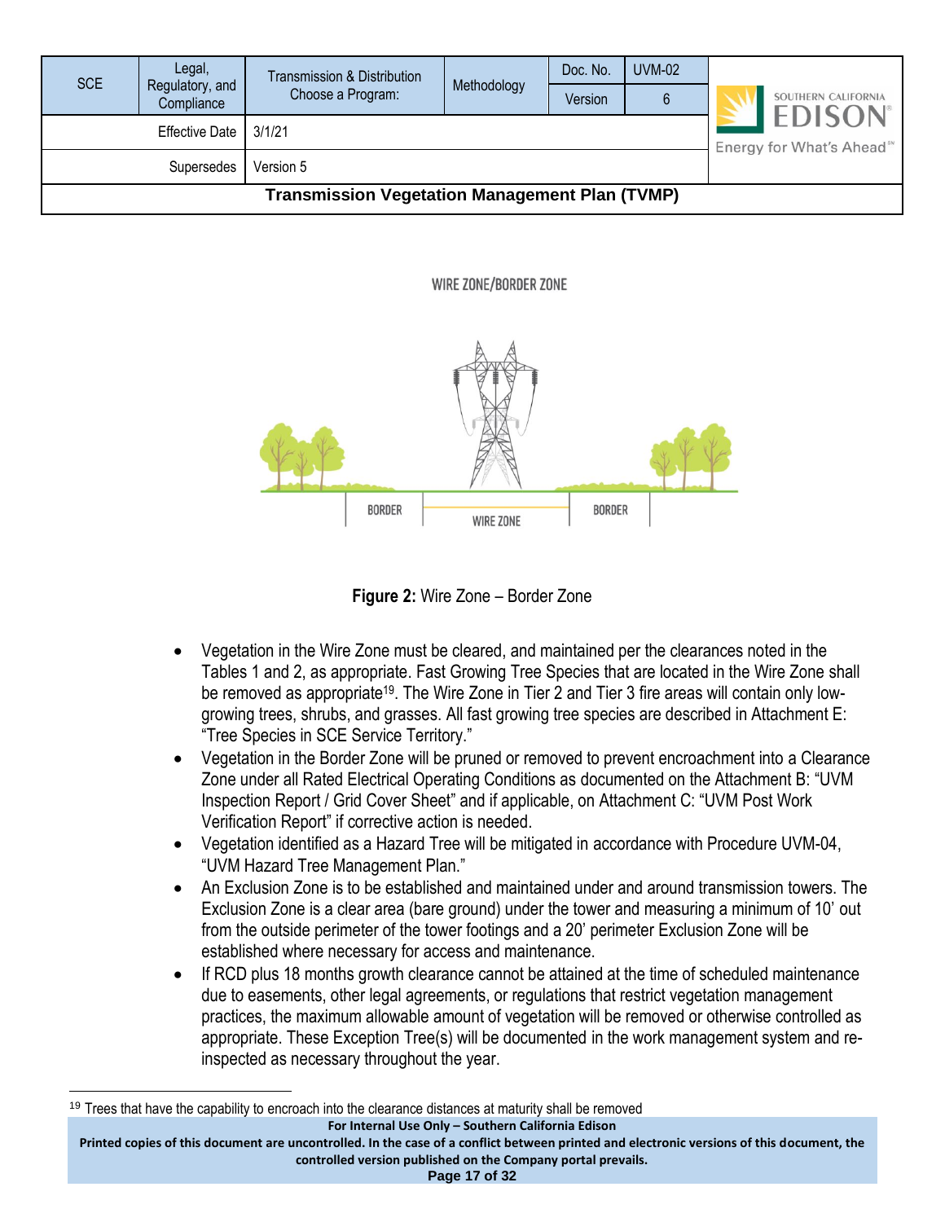WIRE ZONE/BORDER ZONE

BORDER WIRE ZONE BORDER

**Figure 2:** Wire Zone – Border Zone

- Vegetation in the Wire Zone must be cleared, and maintained per the clearances noted in the Tables 1 and 2, as appropriate. Fast Growing Tree Species that are located in the Wire Zone shall be removed as appropriate[19]. The Wire Zone in Tier 2 and Tier 3 fire areas will contain only low-growing trees, shrubs, and grasses. All fast growing tree species are described in Attachment E: "Tree Species in SCE Service Territory."
- Vegetation in the Border Zone will be pruned or removed to prevent encroachment into a Clearance Zone under all Rated Electrical Operating Conditions as documented on the Attachment B: "UVM Inspection Report / Grid Cover Sheet" and if applicable, on Attachment C: "UVM Post Work Verification Report" if corrective action is needed.
- Vegetation identified as a Hazard Tree will be mitigated in accordance with Procedure UVM-04, "UVM Hazard Tree Management Plan."
- An Exclusion Zone is to be established and maintained under and around transmission towers. The Exclusion Zone is a clear area (bare ground) under the tower and measuring a minimum of 10' out from the outside perimeter of the tower footings and a 20' perimeter Exclusion Zone will be established where necessary for access and maintenance.
- If RCD plus 18 months growth clearance cannot be attained at the time of scheduled maintenance due to easements, other legal agreements, or regulations that restrict vegetation management practices, the maximum allowable amount of vegetation will be removed or otherwise controlled as appropriate. These Exception Tree(s) will be documented in the work management system and re-inspected as necessary throughout the year.

[19] Trees that have the capability to encroach into the clearance distances at maturity shall be removed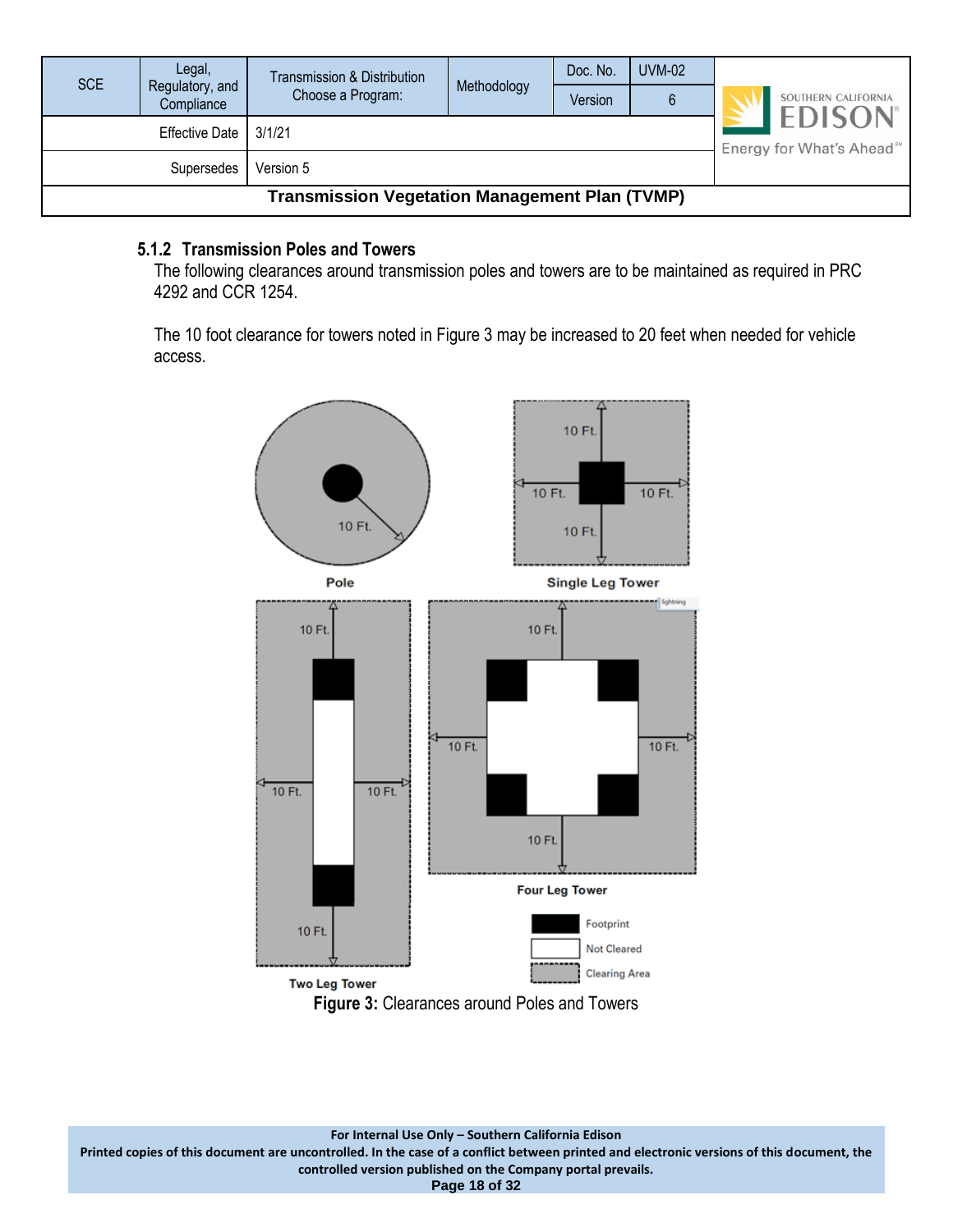### 5.1.2 Transmission Poles and Towers

The following clearances around transmission poles and towers are to be maintained as required in PRC 4292 and CCR 1254.

The 10 foot clearance for towers noted in Figure 3 may be increased to 20 feet when needed for vehicle access.

**Figure 3:** Clearances around Poles and Towers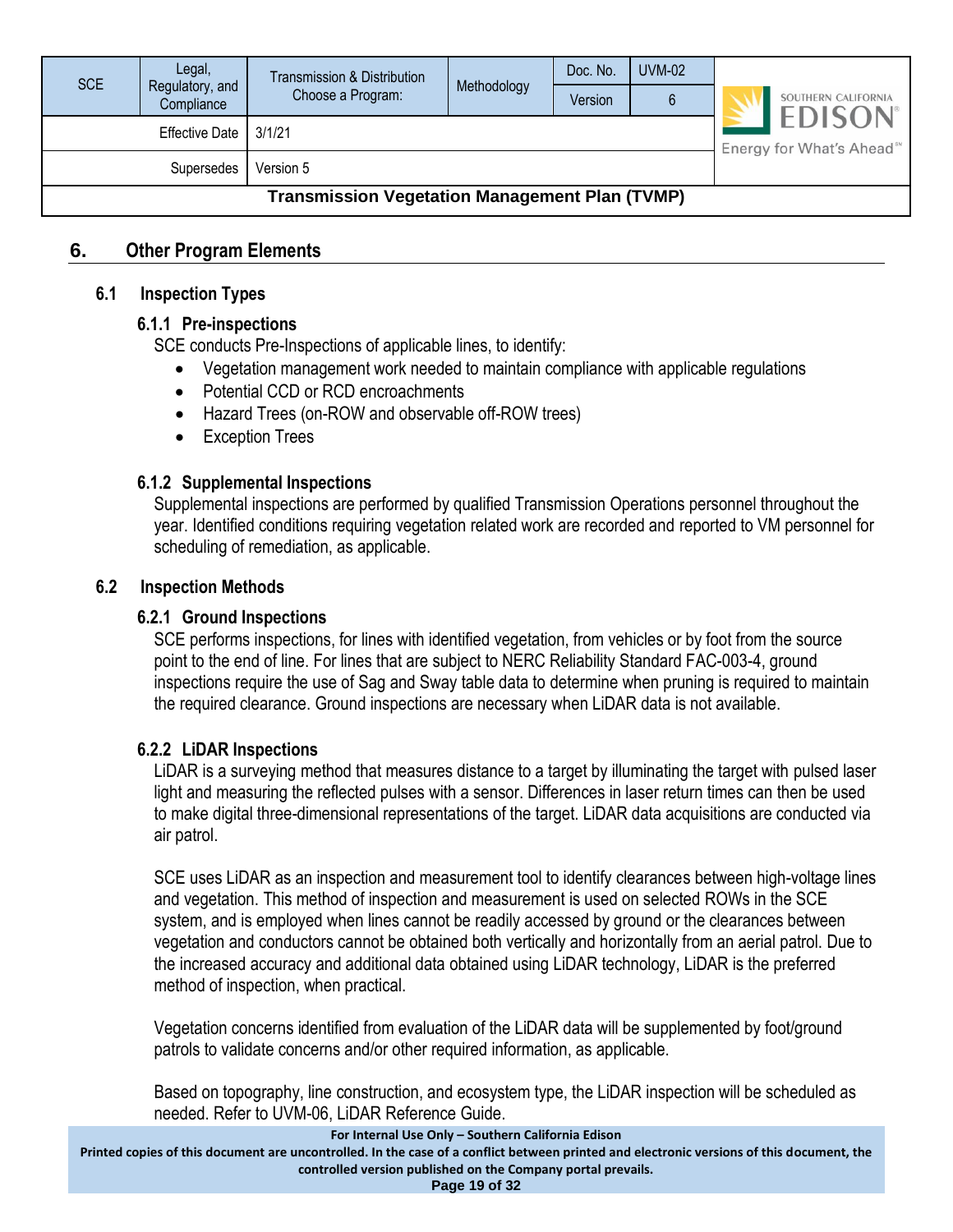## 6. Other Program Elements

### 6.1 Inspection Types

#### 6.1.1 Pre-inspections

SCE conducts Pre-Inspections of applicable lines, to identify:

- Vegetation management work needed to maintain compliance with applicable regulations
- Potential CCD or RCD encroachments
- Hazard Trees (on-ROW and observable off-ROW trees)
- Exception Trees

#### 6.1.2 Supplemental Inspections

Supplemental inspections are performed by qualified Transmission Operations personnel throughout the year. Identified conditions requiring vegetation related work are recorded and reported to VM personnel for scheduling of remediation, as applicable.

### 6.2 Inspection Methods

#### 6.2.1 Ground Inspections

SCE performs inspections, for lines with identified vegetation, from vehicles or by foot from the source point to the end of line. For lines that are subject to NERC Reliability Standard FAC-003-4, ground inspections require the use of Sag and Sway table data to determine when pruning is required to maintain the required clearance. Ground inspections are necessary when LiDAR data is not available.

#### 6.2.2 LiDAR Inspections

LiDAR is a surveying method that measures distance to a target by illuminating the target with pulsed laser light and measuring the reflected pulses with a sensor. Differences in laser return times can then be used to make digital three-dimensional representations of the target. LiDAR data acquisitions are conducted via air patrol.

SCE uses LiDAR as an inspection and measurement tool to identify clearances between high-voltage lines and vegetation. This method of inspection and measurement is used on selected ROWs in the SCE system, and is employed when lines cannot be readily accessed by ground or the clearances between vegetation and conductors cannot be obtained both vertically and horizontally from an aerial patrol. Due to the increased accuracy and additional data obtained using LiDAR technology, LiDAR is the preferred method of inspection, when practical.

Vegetation concerns identified from evaluation of the LiDAR data will be supplemented by foot/ground patrols to validate concerns and/or other required information, as applicable.

Based on topography, line construction, and ecosystem type, the LiDAR inspection will be scheduled as needed. Refer to UVM-06, LiDAR Reference Guide.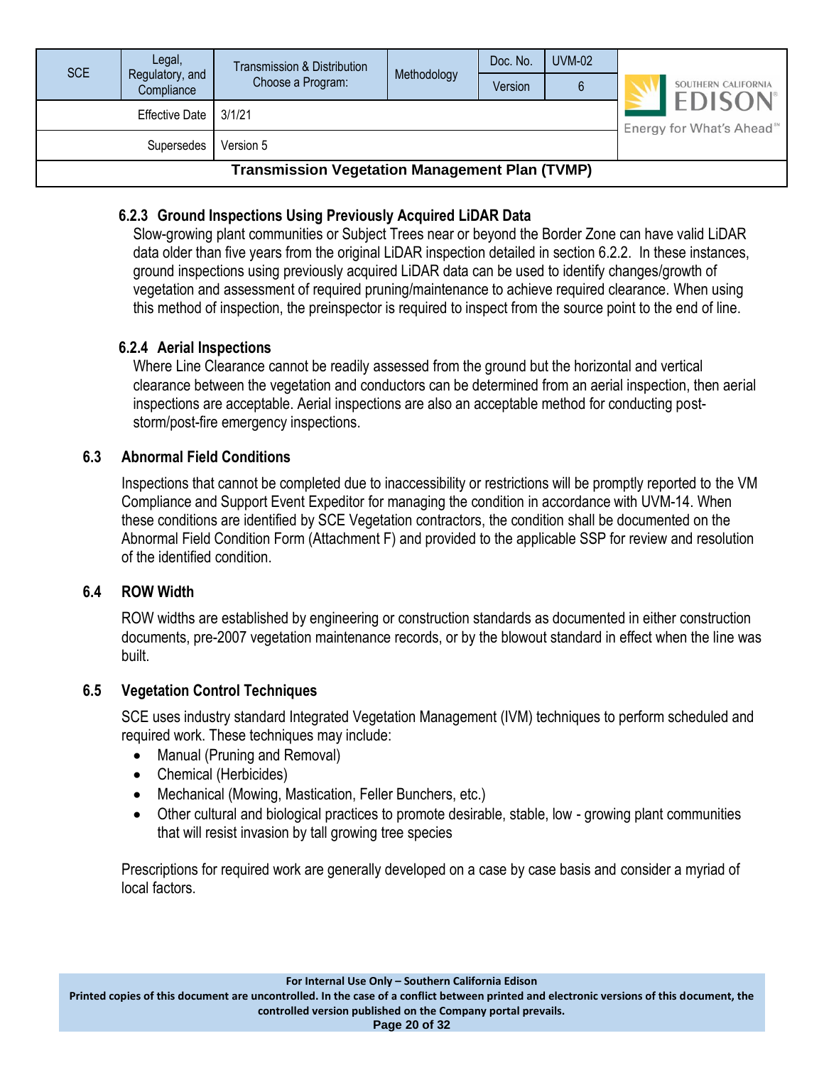#### 6.2.3 Ground Inspections Using Previously Acquired LiDAR Data

Slow-growing plant communities or Subject Trees near or beyond the Border Zone can have valid LiDAR data older than five years from the original LiDAR inspection detailed in section 6.2.2. In these instances, ground inspections using previously acquired LiDAR data can be used to identify changes/growth of vegetation and assessment of required pruning/maintenance to achieve required clearance. When using this method of inspection, the preinspector is required to inspect from the source point to the end of line.

#### 6.2.4 Aerial Inspections

Where Line Clearance cannot be readily assessed from the ground but the horizontal and vertical clearance between the vegetation and conductors can be determined from an aerial inspection, then aerial inspections are acceptable. Aerial inspections are also an acceptable method for conducting post-storm/post-fire emergency inspections.

### 6.3 Abnormal Field Conditions

Inspections that cannot be completed due to inaccessibility or restrictions will be promptly reported to the VM Compliance and Support Event Expeditor for managing the condition in accordance with UVM-14. When these conditions are identified by SCE Vegetation contractors, the condition shall be documented on the Abnormal Field Condition Form (Attachment F) and provided to the applicable SSP for review and resolution of the identified condition.

### 6.4 ROW Width

ROW widths are established by engineering or construction standards as documented in either construction documents, pre-2007 vegetation maintenance records, or by the blowout standard in effect when the line was built.

### 6.5 Vegetation Control Techniques

SCE uses industry standard Integrated Vegetation Management (IVM) techniques to perform scheduled and required work. These techniques may include:

- Manual (Pruning and Removal)
- Chemical (Herbicides)
- Mechanical (Mowing, Mastication, Feller Bunchers, etc.)
- Other cultural and biological practices to promote desirable, stable, low - growing plant communities that will resist invasion by tall growing tree species

Prescriptions for required work are generally developed on a case by case basis and consider a myriad of local factors.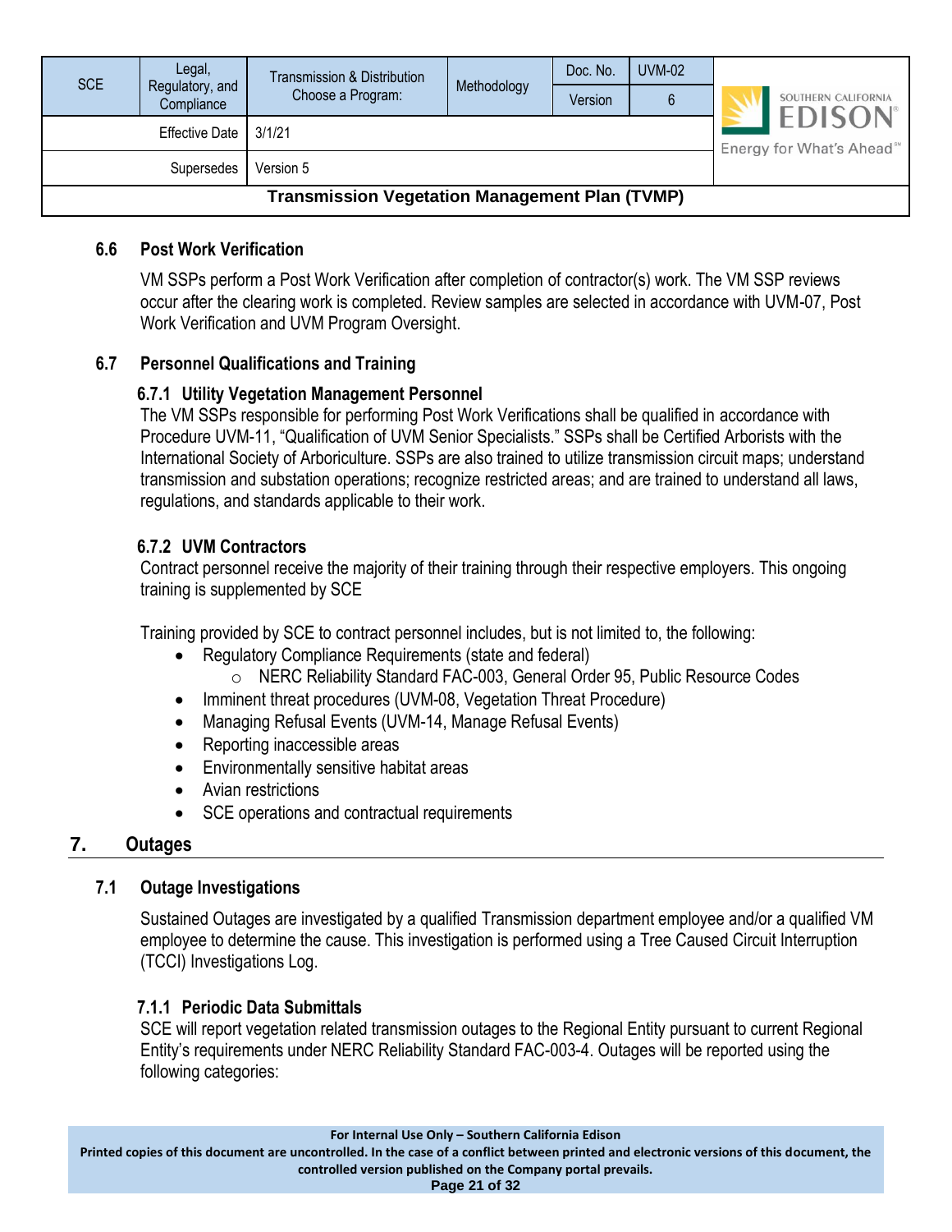### 6.6 Post Work Verification

VM SSPs perform a Post Work Verification after completion of contractor(s) work. The VM SSP reviews occur after the clearing work is completed. Review samples are selected in accordance with UVM-07, Post Work Verification and UVM Program Oversight.

### 6.7 Personnel Qualifications and Training

#### 6.7.1 Utility Vegetation Management Personnel

The VM SSPs responsible for performing Post Work Verifications shall be qualified in accordance with Procedure UVM-11, “Qualification of UVM Senior Specialists.” SSPs shall be Certified Arborists with the International Society of Arboriculture. SSPs are also trained to utilize transmission circuit maps; understand transmission and substation operations; recognize restricted areas; and are trained to understand all laws, regulations, and standards applicable to their work.

#### 6.7.2 UVM Contractors

Contract personnel receive the majority of their training through their respective employers. This ongoing training is supplemented by SCE

Training provided by SCE to contract personnel includes, but is not limited to, the following:

- Regulatory Compliance Requirements (state and federal)
  - NERC Reliability Standard FAC-003, General Order 95, Public Resource Codes
- Imminent threat procedures (UVM-08, Vegetation Threat Procedure)
- Managing Refusal Events (UVM-14, Manage Refusal Events)
- Reporting inaccessible areas
- Environmentally sensitive habitat areas
- Avian restrictions
- SCE operations and contractual requirements

## 7. Outages

### 7.1 Outage Investigations

Sustained Outages are investigated by a qualified Transmission department employee and/or a qualified VM employee to determine the cause. This investigation is performed using a Tree Caused Circuit Interruption (TCCI) Investigations Log.

#### 7.1.1 Periodic Data Submittals

SCE will report vegetation related transmission outages to the Regional Entity pursuant to current Regional Entity’s requirements under NERC Reliability Standard FAC-003-4. Outages will be reported using the following categories: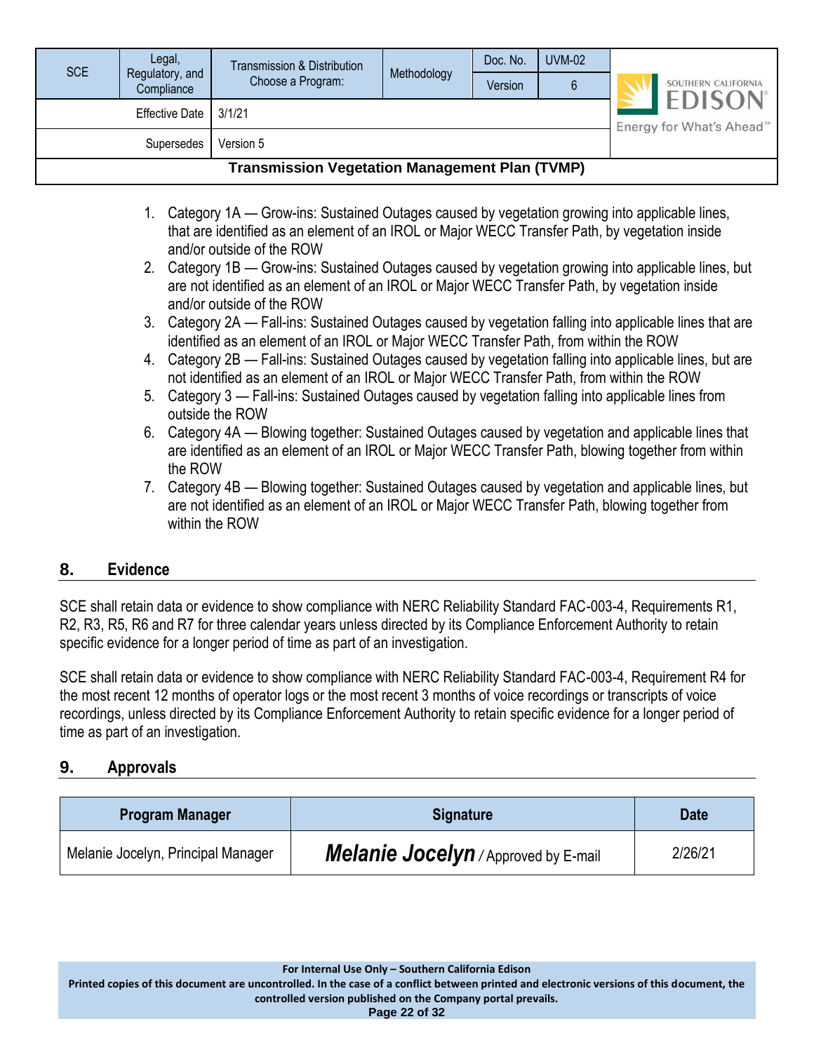1. Category 1A — Grow-ins: Sustained Outages caused by vegetation growing into applicable lines, that are identified as an element of an IROL or Major WECC Transfer Path, by vegetation inside and/or outside of the ROW
2. Category 1B — Grow-ins: Sustained Outages caused by vegetation growing into applicable lines, but are not identified as an element of an IROL or Major WECC Transfer Path, by vegetation inside and/or outside of the ROW
3. Category 2A — Fall-ins: Sustained Outages caused by vegetation falling into applicable lines that are identified as an element of an IROL or Major WECC Transfer Path, from within the ROW
4. Category 2B — Fall-ins: Sustained Outages caused by vegetation falling into applicable lines, but are not identified as an element of an IROL or Major WECC Transfer Path, from within the ROW
5. Category 3 — Fall-ins: Sustained Outages caused by vegetation falling into applicable lines from outside the ROW
6. Category 4A — Blowing together: Sustained Outages caused by vegetation and applicable lines that are identified as an element of an IROL or Major WECC Transfer Path, blowing together from within the ROW
7. Category 4B — Blowing together: Sustained Outages caused by vegetation and applicable lines, but are not identified as an element of an IROL or Major WECC Transfer Path, blowing together from within the ROW

## 8. Evidence

SCE shall retain data or evidence to show compliance with NERC Reliability Standard FAC-003-4, Requirements R1, R2, R3, R5, R6 and R7 for three calendar years unless directed by its Compliance Enforcement Authority to retain specific evidence for a longer period of time as part of an investigation.

SCE shall retain data or evidence to show compliance with NERC Reliability Standard FAC-003-4, Requirement R4 for the most recent 12 months of operator logs or the most recent 3 months of voice recordings or transcripts of voice recordings, unless directed by its Compliance Enforcement Authority to retain specific evidence for a longer period of time as part of an investigation.

## 9. Approvals

| Program Manager | Signature | Date |
|---|---|---|
| Melanie Jocelyn, Principal Manager | ***Melanie Jocelyn*** / Approved by E-mail | 2/26/21 |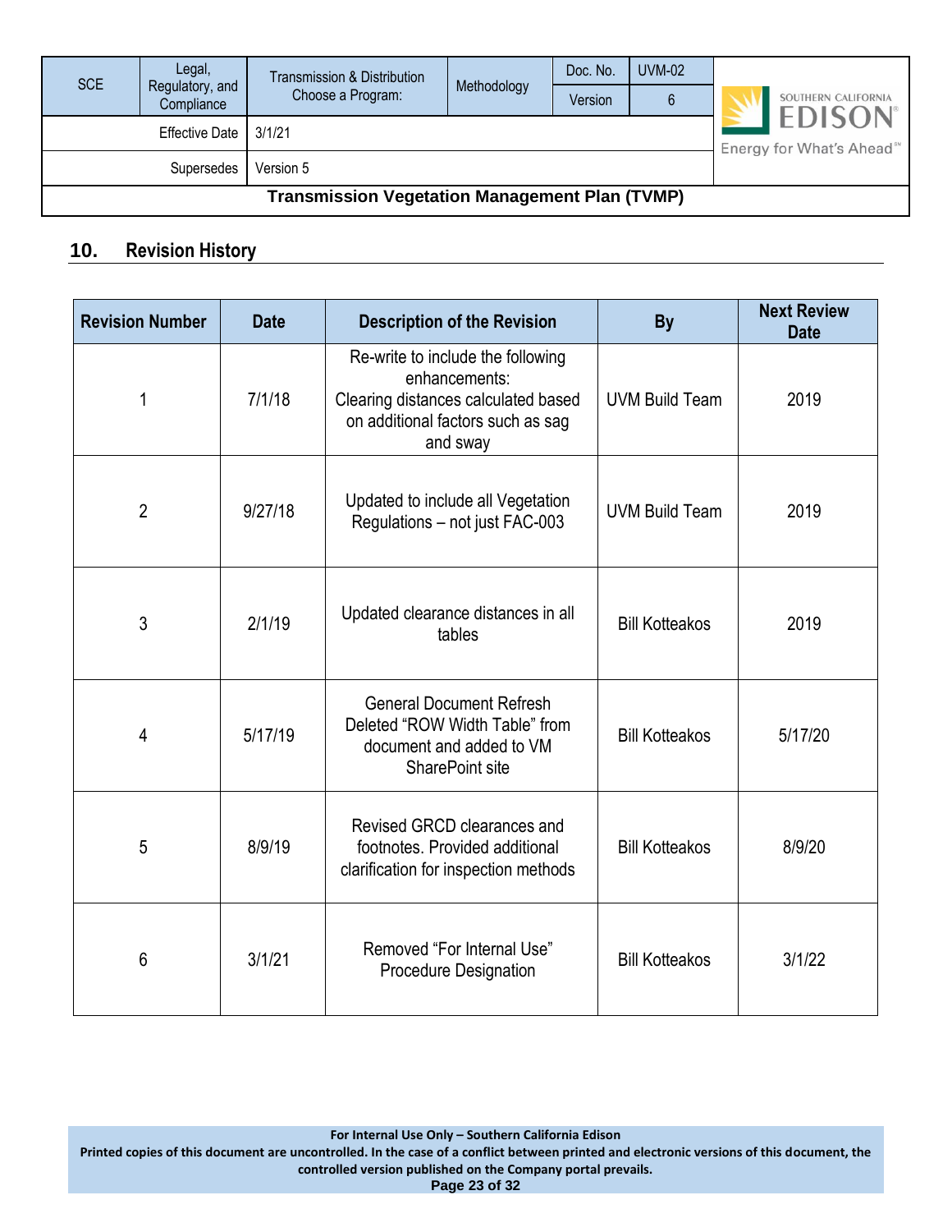## 10. Revision History

| Revision Number | Date | Description of the Revision | By | Next Review Date |
|---|---|---|---|---|
| 1 | 7/1/18 | Re-write to include the following enhancements: Clearing distances calculated based on additional factors such as sag and sway | UVM Build Team | 2019 |
| 2 | 9/27/18 | Updated to include all Vegetation Regulations – not just FAC-003 | UVM Build Team | 2019 |
| 3 | 2/1/19 | Updated clearance distances in all tables | Bill Kotteakos | 2019 |
| 4 | 5/17/19 | General Document Refresh Deleted "ROW Width Table" from document and added to VM SharePoint site | Bill Kotteakos | 5/17/20 |
| 5 | 8/9/19 | Revised GRCD clearances and footnotes. Provided additional clarification for inspection methods | Bill Kotteakos | 8/9/20 |
| 6 | 3/1/21 | Removed "For Internal Use" Procedure Designation | Bill Kotteakos | 3/1/22 |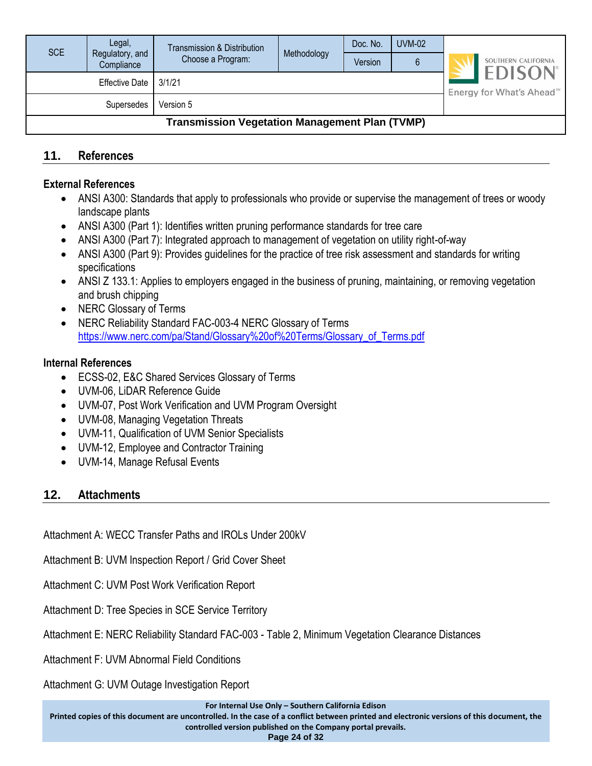## 11. References

### External References

- ANSI A300: Standards that apply to professionals who provide or supervise the management of trees or woody landscape plants
- ANSI A300 (Part 1): Identifies written pruning performance standards for tree care
- ANSI A300 (Part 7): Integrated approach to management of vegetation on utility right-of-way
- ANSI A300 (Part 9): Provides guidelines for the practice of tree risk assessment and standards for writing specifications
- ANSI Z 133.1: Applies to employers engaged in the business of pruning, maintaining, or removing vegetation and brush chipping
- NERC Glossary of Terms
- NERC Reliability Standard FAC-003-4 NERC Glossary of Terms https://www.nerc.com/pa/Stand/Glossary%20of%20Terms/Glossary_of_Terms.pdf

### Internal References

- ECSS-02, E&C Shared Services Glossary of Terms
- UVM-06, LiDAR Reference Guide
- UVM-07, Post Work Verification and UVM Program Oversight
- UVM-08, Managing Vegetation Threats
- UVM-11, Qualification of UVM Senior Specialists
- UVM-12, Employee and Contractor Training
- UVM-14, Manage Refusal Events

## 12. Attachments

Attachment A: WECC Transfer Paths and IROLs Under 200kV

Attachment B: UVM Inspection Report / Grid Cover Sheet

Attachment C: UVM Post Work Verification Report

Attachment D: Tree Species in SCE Service Territory

Attachment E: NERC Reliability Standard FAC-003 - Table 2, Minimum Vegetation Clearance Distances

Attachment F: UVM Abnormal Field Conditions

Attachment G: UVM Outage Investigation Report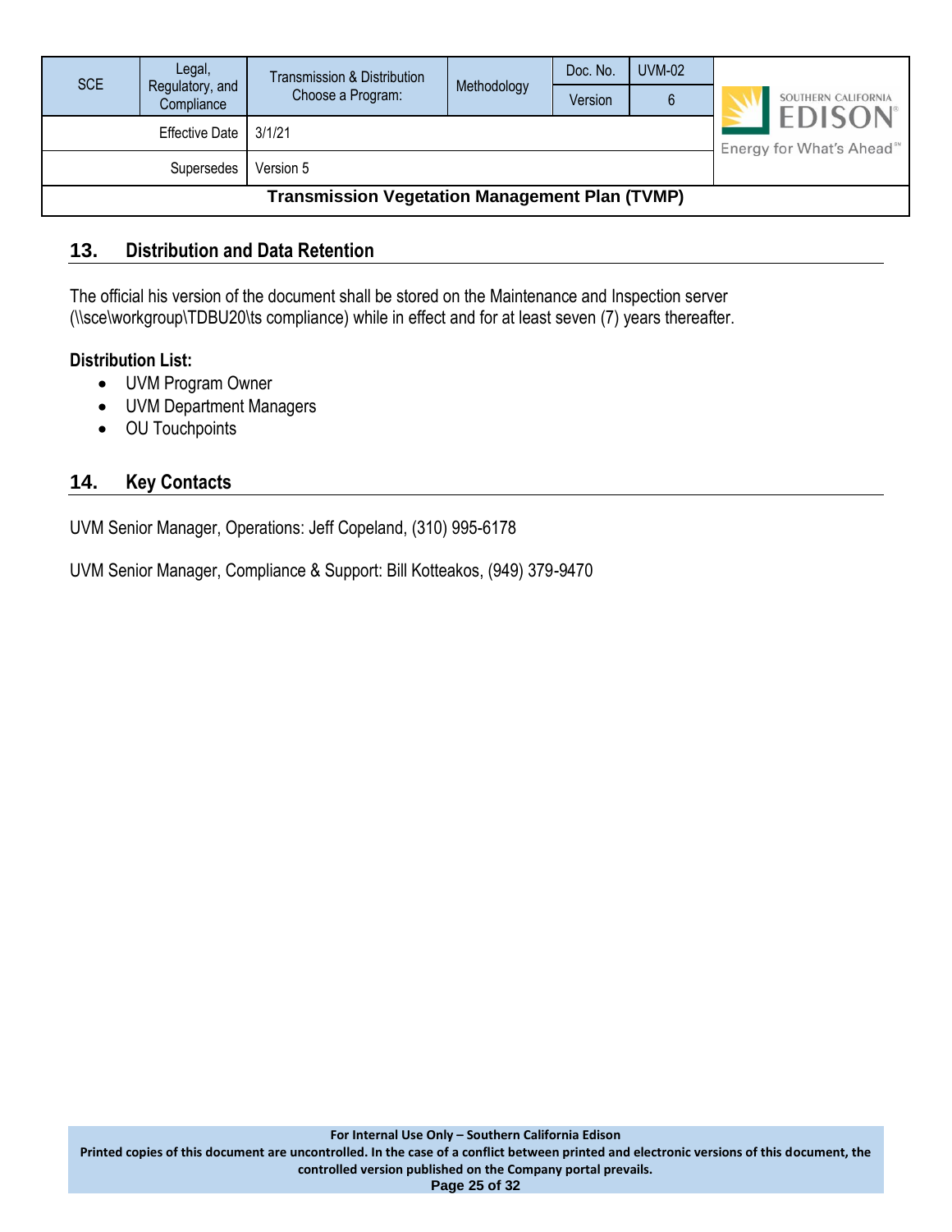## 13. Distribution and Data Retention

The official his version of the document shall be stored on the Maintenance and Inspection server (\\sce\workgroup\TDBU20\ts compliance) while in effect and for at least seven (7) years thereafter.

**Distribution List:**

- UVM Program Owner
- UVM Department Managers
- OU Touchpoints

## 14. Key Contacts

UVM Senior Manager, Operations: Jeff Copeland, (310) 995-6178

UVM Senior Manager, Compliance & Support: Bill Kotteakos, (949) 379-9470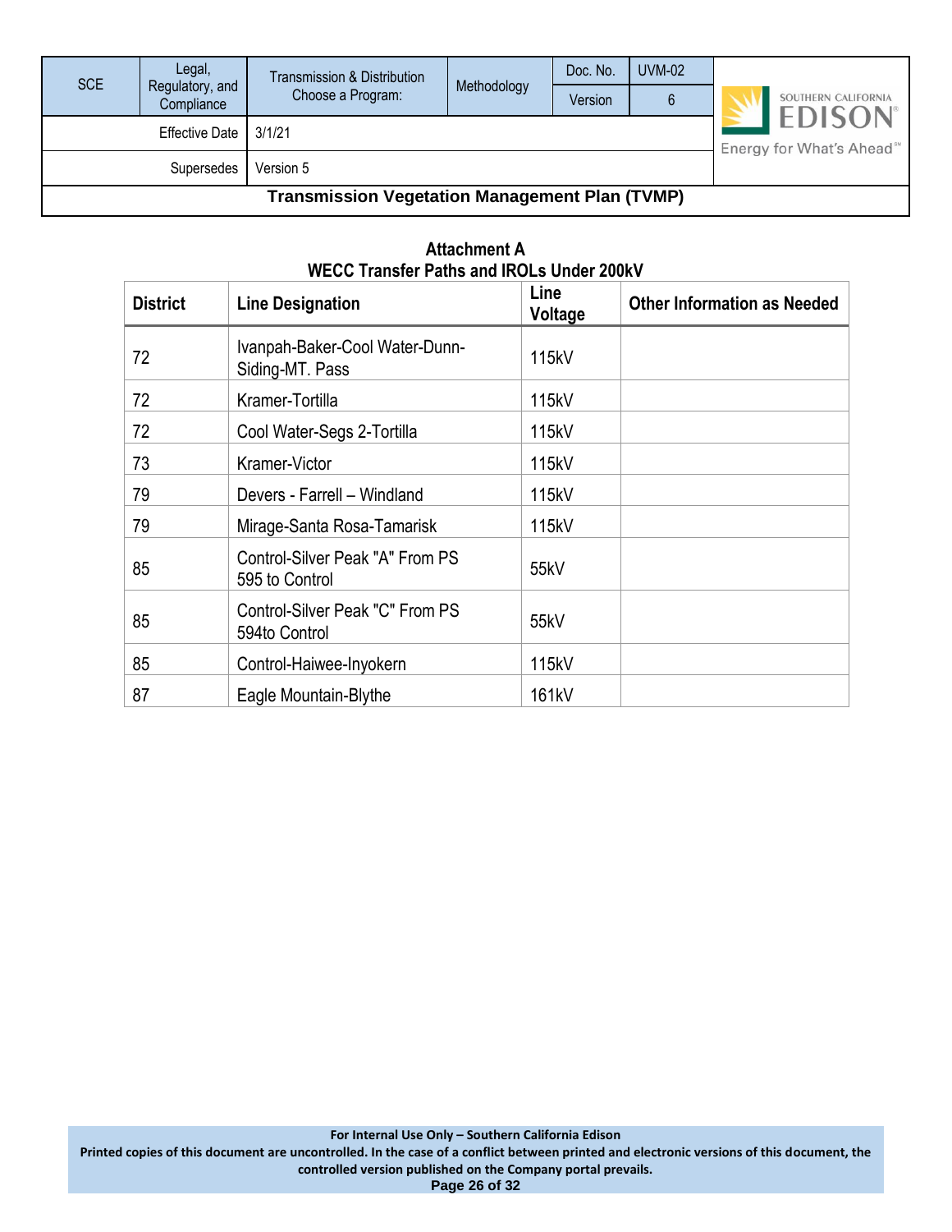## Attachment A
## WECC Transfer Paths and IROLs Under 200kV

| District | Line Designation | Line Voltage | Other Information as Needed |
|---|---|---|---|
| 72 | Ivanpah-Baker-Cool Water-Dunn-Siding-MT. Pass | 115kV | |
| 72 | Kramer-Tortilla | 115kV | |
| 72 | Cool Water-Segs 2-Tortilla | 115kV | |
| 73 | Kramer-Victor | 115kV | |
| 79 | Devers - Farrell – Windland | 115kV | |
| 79 | Mirage-Santa Rosa-Tamarisk | 115kV | |
| 85 | Control-Silver Peak "A" From PS 595 to Control | 55kV | |
| 85 | Control-Silver Peak "C" From PS 594to Control | 55kV | |
| 85 | Control-Haiwee-Inyokern | 115kV | |
| 87 | Eagle Mountain-Blythe | 161kV | |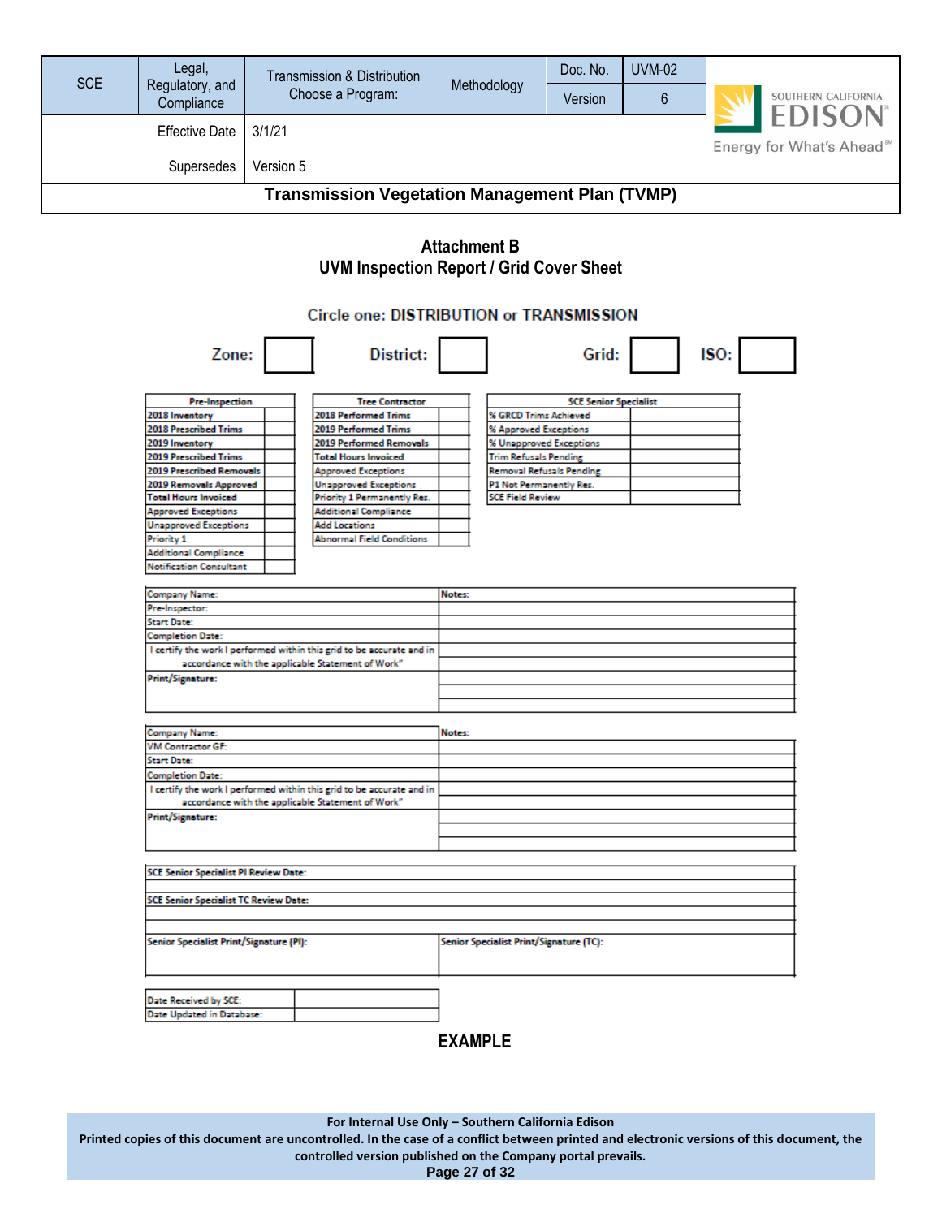## Attachment B
## UVM Inspection Report / Grid Cover Sheet

Circle one: **DISTRIBUTION** or **TRANSMISSION**

Zone: ☐ District: ☐ Grid: ☐ ISO: ☐

| Pre-Inspection | |
|---|---|
| 2018 Inventory | |
| 2018 Prescribed Trims | |
| 2019 Inventory | |
| 2019 Prescribed Trims | |
| 2019 Prescribed Removals | |
| 2019 Removals Approved | |
| Total Hours Invoiced | |
| Approved Exceptions | |
| Unapproved Exceptions | |
| Priority 1 | |
| Additional Compliance | |
| Notification Consultant | |

| Tree Contractor | |
|---|---|
| 2018 Performed Trims | |
| 2019 Performed Trims | |
| 2019 Performed Removals | |
| Total Hours Invoiced | |
| Approved Exceptions | |
| Unapproved Exceptions | |
| Priority 1 Permanently Res. | |
| Additional Compliance | |
| Add Locations | |
| Abnormal Field Conditions | |

| SCE Senior Specialist | |
|---|---|
| % GRCD Trims Achieved | |
| % Approved Exceptions | |
| % Unapproved Exceptions | |
| Trim Refusals Pending | |
| Removal Refusals Pending | |
| P1 Not Permanently Res. | |
| SCE Field Review | |

| Company Name: | Notes: |
|---|---|
| Pre-Inspector: | |
| Start Date: | |
| Completion Date: | |
| I certify the work I performed within this grid to be accurate and in accordance with the applicable Statement of Work" | |
| Print/Signature: | |

| Company Name: | Notes: |
|---|---|
| VM Contractor GF: | |
| Start Date: | |
| Completion Date: | |
| I certify the work I performed within this grid to be accurate and in accordance with the applicable Statement of Work" | |
| Print/Signature: | |

| SCE Senior Specialist PI Review Date: | |
|---|---|
| SCE Senior Specialist TC Review Date: | |
| Senior Specialist Print/Signature (PI): | Senior Specialist Print/Signature (TC): |

| Date Received by SCE: | |
|---|---|
| Date Updated in Database: | |

**EXAMPLE**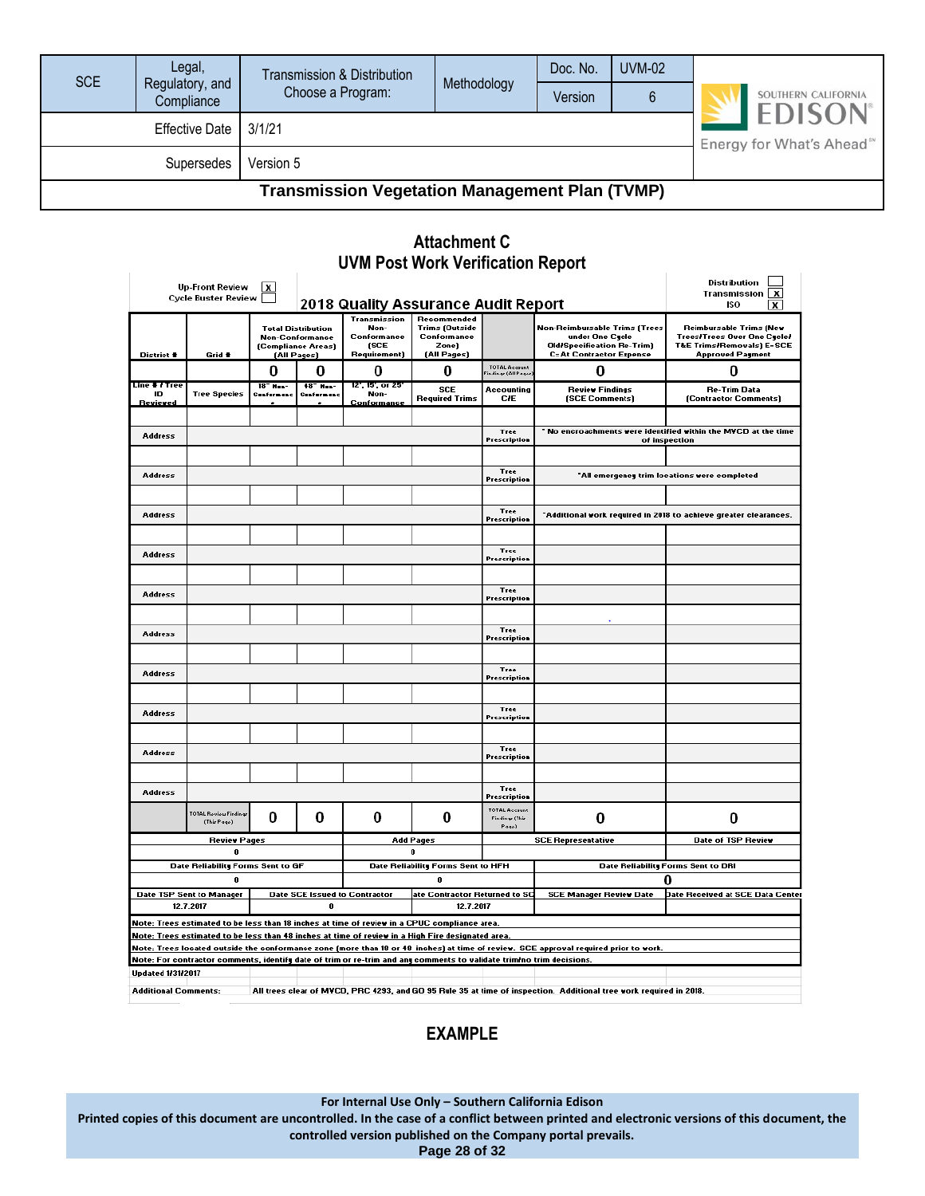# Attachment C

## UVM Post Work Verification Report

Up-Front Review [X]
Cycle Buster Review [ ]

**2018 Quality Assurance Audit Report**

Distribution [ ]
Transmission [X]
ISO [X]

| District # | Grid # | Total Distribution Non-Conformance (Compliance Areas) (All Pages) | | Transmission Non-Conformance (SCE Requirement) | Recommended Trims (Outside Conformance Zone) (All Pages) | | Non-Reimbursable Trims (Trees under One Cycle Old/Specification Re-Trim) C=At Contractor Expense | Reimbursable Trims (New Trees/Trees Over One Cycle/ T&E Trims/Removals) E=SCE Approved Payment |
|---|---|---|---|---|---|---|---|---|
| | | 0 | 0 | 0 | 0 | TOTAL Account Findings (All Pages) | 0 | 0 |
| Line # / Tree ID Reviewed | Tree Species | 18" Non-Conformance | 48" Non-Conformance | 12', 15', or 25' Non-Conformance | SCE Required Trims | Accounting C/E | Review Findings (SCE Comments) | Re-Trim Data (Contractor Comments) |
| | | | | | | | | |
| Address | | | | | | Tree Prescription | * No encroachments were identified within the MVCD at the time of inspection | |
| | | | | | | | | |
| Address | | | | | | Tree Prescription | *All emergency trim locations were completed | |
| | | | | | | | | |
| Address | | | | | | Tree Prescription | *Additional work required in 2018 to achieve greater clearances. | |
| | | | | | | | | |
| Address | | | | | | Tree Prescription | | |
| | | | | | | | | |
| Address | | | | | | Tree Prescription | | |
| | | | | | | | | |
| Address | | | | | | Tree Prescription | | |
| | | | | | | | | |
| Address | | | | | | Tree Prescription | | |
| | | | | | | | | |
| Address | | | | | | Tree Prescription | | |
| | | | | | | | | |
| Address | | | | | | Tree Prescription | | |
| | | | | | | | | |
| Address | | | | | | Tree Prescription | | |
| | TOTAL Review Findings (This Page) | 0 | 0 | 0 | 0 | TOTAL Account Findings (This Page) | 0 | 0 |

| Review Pages | Add Pages | SCE Representative | Date of TSP Review |
|---|---|---|---|
| 0 | 0 | | |

| Date Reliability Forms Sent to GF | Date Reliability Forms Sent to HFH | Date Reliability Forms Sent to DRI |
|---|---|---|
| 0 | 0 | 0 |

| Date TSP Sent to Manager | Date SCE Issued to Contractor | Date Contractor Returned to SCE | SCE Manager Review Date | Date Received at SCE Data Center |
|---|---|---|---|---|
| 12.7.2017 | 0 | 12.7.2017 | | |

Note: Trees estimated to be less than 18 inches at time of review in a CPUC compliance area.

Note: Trees estimated to be less than 48 inches at time of review in a High Fire designated area.

Note: Trees located outside the conformance zone (more than 18 or 48 inches) at time of review. SCE approval required prior to work.

Note: For contractor comments, identify date of trim or re-trim and any comments to validate trim/no trim decisions.

Updated 1/31/2017

Additional Comments: All trees clear of MVCD, PRC 4293, and GO 95 Rule 35 at time of inspection. Additional tree work required in 2018.

**EXAMPLE**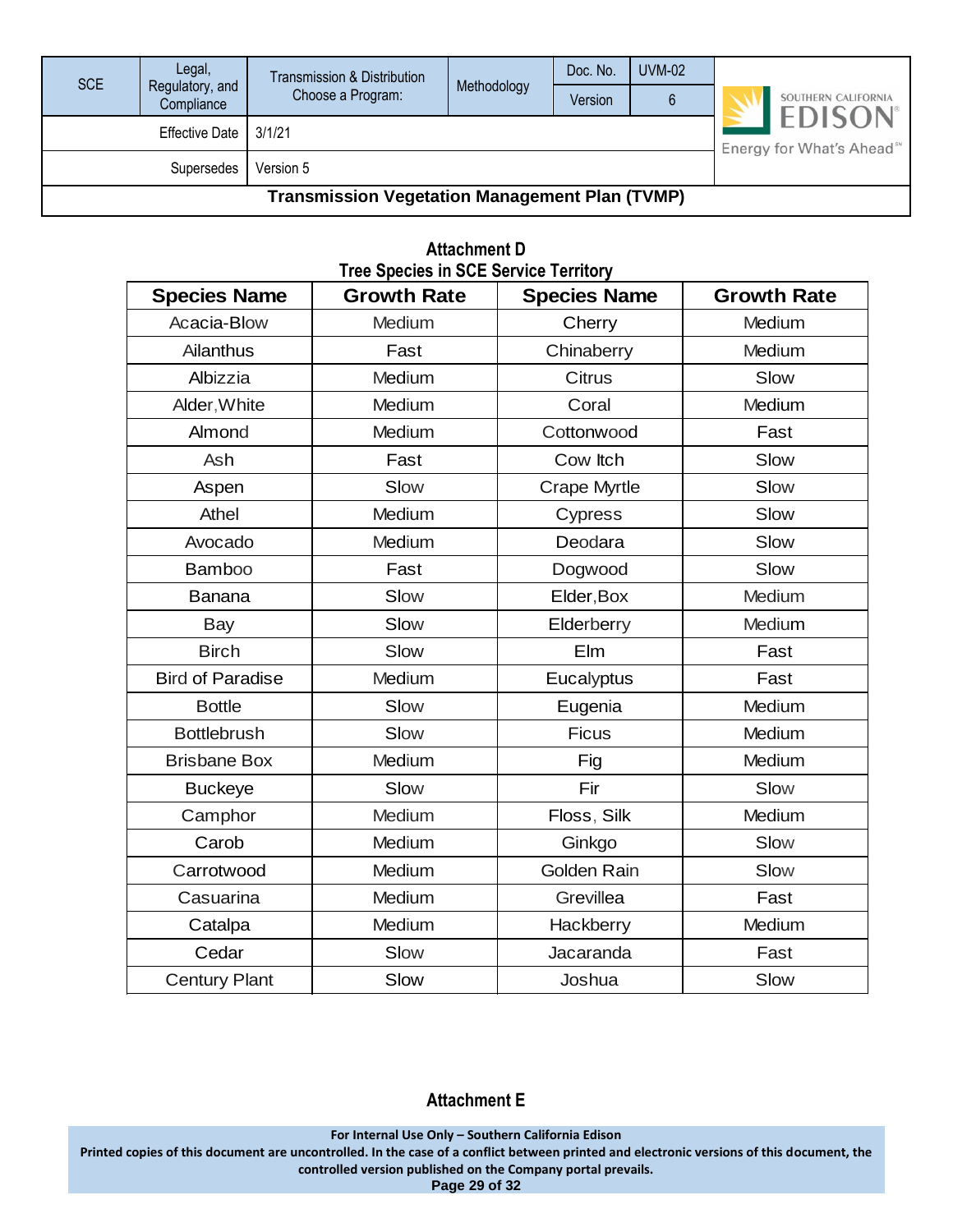## Attachment D

### Tree Species in SCE Service Territory

| Species Name | Growth Rate | Species Name | Growth Rate |
|---|---|---|---|
| Acacia-Blow | Medium | Cherry | Medium |
| Ailanthus | Fast | Chinaberry | Medium |
| Albizzia | Medium | Citrus | Slow |
| Alder,White | Medium | Coral | Medium |
| Almond | Medium | Cottonwood | Fast |
| Ash | Fast | Cow Itch | Slow |
| Aspen | Slow | Crape Myrtle | Slow |
| Athel | Medium | Cypress | Slow |
| Avocado | Medium | Deodara | Slow |
| Bamboo | Fast | Dogwood | Slow |
| Banana | Slow | Elder,Box | Medium |
| Bay | Slow | Elderberry | Medium |
| Birch | Slow | Elm | Fast |
| Bird of Paradise | Medium | Eucalyptus | Fast |
| Bottle | Slow | Eugenia | Medium |
| Bottlebrush | Slow | Ficus | Medium |
| Brisbane Box | Medium | Fig | Medium |
| Buckeye | Slow | Fir | Slow |
| Camphor | Medium | Floss, Silk | Medium |
| Carob | Medium | Ginkgo | Slow |
| Carrotwood | Medium | Golden Rain | Slow |
| Casuarina | Medium | Grevillea | Fast |
| Catalpa | Medium | Hackberry | Medium |
| Cedar | Slow | Jacaranda | Fast |
| Century Plant | Slow | Joshua | Slow |

## Attachment E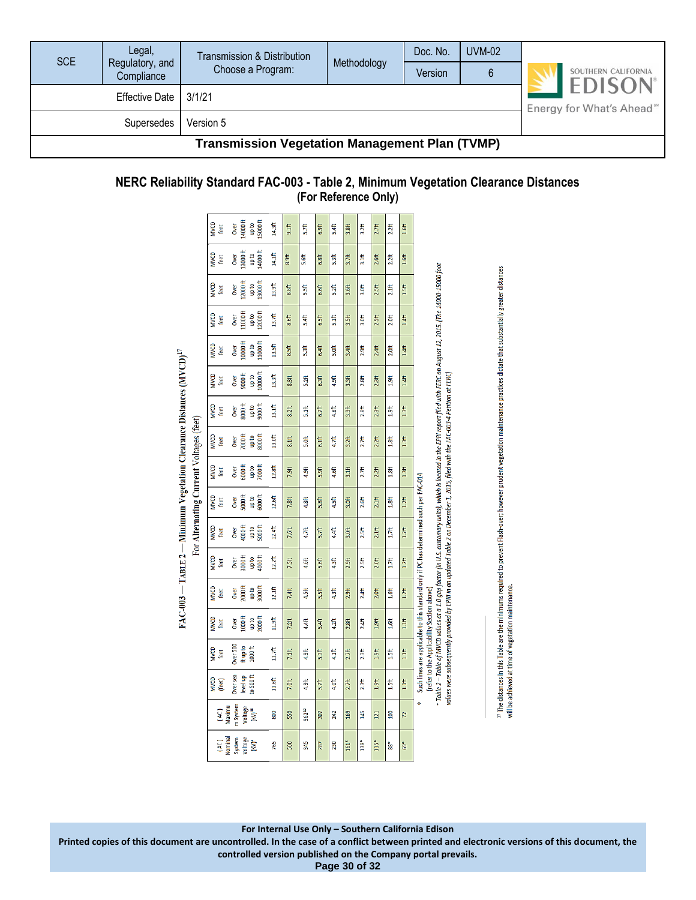## NERC Reliability Standard FAC-003 - Table 2, Minimum Vegetation Clearance Distances
**(For Reference Only)**

### FAC-003 — TABLE 2 — Minimum Vegetation Clearance Distances (MVCD)[17]
For Alternating Current Voltages (feet)

| (AC) Nominal System Voltage (KV)* | (AC) Maximum System Voltage (kV)[18] | MVCD (feet) Over sea level up to 500 ft | MVCD feet Over 500 ft up to 1000 ft | MVCD feet Over 1000 ft up to 2000 ft | MVCD feet Over 2000 ft up to 3000 ft | MVCD feet Over 3000 ft up to 4000 ft | MVCD feet Over 4000 ft up to 5000 ft | MVCD feet Over 5000 ft up to 6000 ft | MVCD feet Over 6000 ft up to 7000 ft | MVCD feet Over 7000 ft up to 8000 ft | MVCD feet Over 8000 ft up to 9000 ft | MVCD feet Over 9000 ft up to 10000 ft | MVCD feet Over 10000 ft up to 11000 ft | MVCD feet Over 11000 ft up to 12000 ft | MVCD feet Over 12000 ft up to 13000 ft | MVCD feet Over 13000 ft up to 14000 ft | MVCD feet Over 14000 ft up to 15000 ft |
|---|---|---|---|---|---|---|---|---|---|---|---|---|---|---|---|---|---|
| 765 | 800 | 11.6ft | 11.7ft | 11.9ft | 12.1ft | 12.2ft | 12.4ft | 12.6ft | 12.8ft | 13.0ft | 13.1ft | 13.3ft | 13.5ft | 13.7ft | 13.9ft | 14.1ft | 14.3ft |
| 500 | 550 | 7.0ft | 7.1ft | 7.2ft | 7.4ft | 7.5ft | 7.6ft | 7.8ft | 7.9ft | 8.1ft | 8.2ft | 8.3ft | 8.5ft | 8.6ft | 8.8ft | 8.9ft | 9.1ft |
| 345 | 362[19] | 4.3ft | 4.3ft | 4.4ft | 4.5ft | 4.6ft | 4.7ft | 4.8ft | 4.9ft | 5.0ft | 5.1ft | 5.2ft | 5.3ft | 5.4ft | 5.5ft | 5.6ft | 5.7ft |
| 287 | 302 | 5.2ft | 5.3ft | 5.4ft | 5.5ft | 5.6ft | 5.7ft | 5.8ft | 5.9ft | 6.1ft | 6.2ft | 6.3ft | 6.4ft | 6.5ft | 6.6ft | 6.8ft | 6.9ft |
| 230 | 242 | 4.0ft | 4.1ft | 4.2ft | 4.3ft | 4.3ft | 4.4ft | 4.5ft | 4.6ft | 4.7ft | 4.8ft | 4.9ft | 5.0ft | 5.1ft | 5.2ft | 5.3ft | 5.4ft |
| 161* | 169 | 2.7ft | 2.7ft | 2.8ft | 2.9ft | 2.9ft | 3.0ft | 3.0ft | 3.1ft | 3.2ft | 3.3ft | 3.3ft | 3.4ft | 3.5ft | 3.6ft | 3.7ft | 3.8ft |
| 138* | 145 | 2.3ft | 2.3ft | 2.4ft | 2.4ft | 2.5ft | 2.5ft | 2.6ft | 2.7ft | 2.7ft | 2.8ft | 2.8ft | 2.9ft | 3.0ft | 3.0ft | 3.1ft | 3.2ft |
| 115* | 121 | 1.9ft | 1.9ft | 1.9ft | 2.0ft | 2.0ft | 2.1ft | 2.1ft | 2.2ft | 2.2ft | 2.3ft | 2.3ft | 2.4ft | 2.5ft | 2.5ft | 2.6ft | 2.7ft |
| 88* | 100 | 1.5ft | 1.5ft | 1.6ft | 1.6ft | 1.7ft | 1.7ft | 1.8ft | 1.8ft | 1.8ft | 1.9ft | 1.9ft | 2.0ft | 2.0ft | 2.1ft | 2.2ft | 2.2ft |
| 69* | 72 | 1.1ft | 1.1ft | 1.1ft | 1.2ft | 1.2ft | 1.2ft | 1.2ft | 1.3ft | 1.3ft | 1.3ft | 1.4ft | 1.4ft | 1.4ft | 1.5ft | 1.6ft | 1.6ft |

\* Such lines are applicable to this standard only if PC has determined such per FAC-014 (refer to the Applicability Section above)

*+ Table 2 – Table of MVCD values at a 1.0 gap factor (in U.S. customary units), which is located in the EPRI report filed with FERC on August 12, 2015. (The 14000-15000 foot values were subsequently provided by EPRI in an updated Table 2 on December 1, 2015, filed with the FAC-003-4 Petition at FERC)*

[17] The distances in this Table are the minimums required to prevent Flash-over; however prudent vegetation maintenance practices dictate that substantially greater distances will be achieved at time of vegetation maintenance.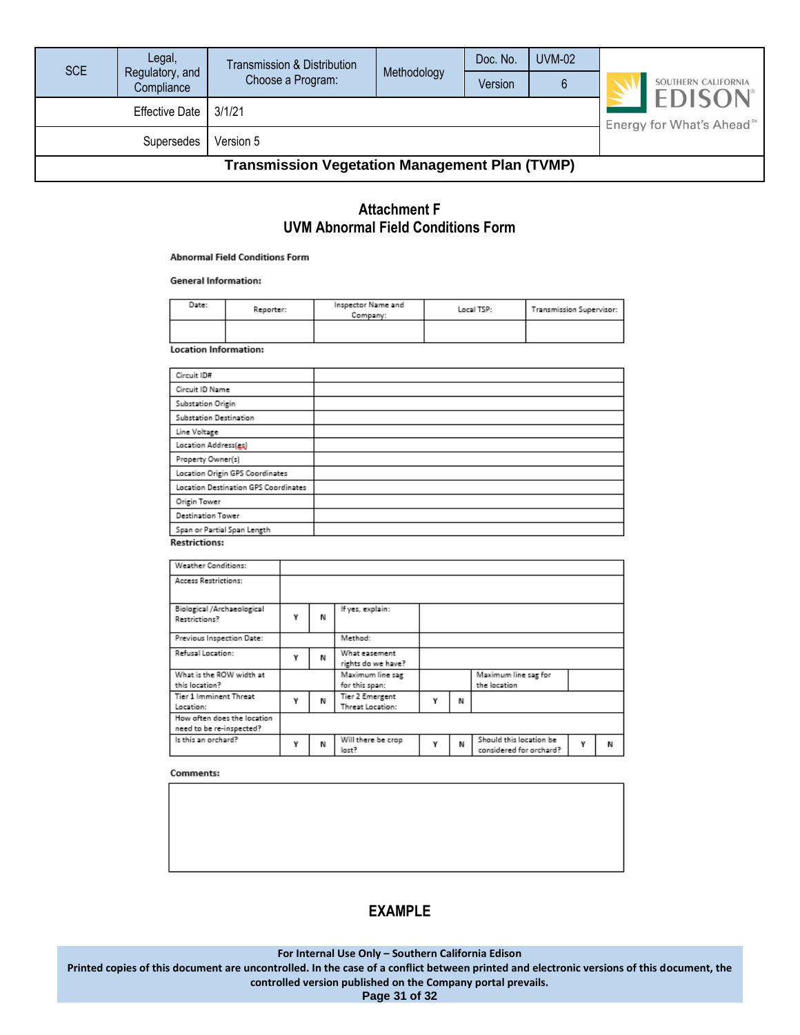## Attachment F
## UVM Abnormal Field Conditions Form

**Abnormal Field Conditions Form**

**General Information:**

| Date: | Reporter: | Inspector Name and Company: | Local TSP: | Transmission Supervisor: |
|---|---|---|---|---|
| | | | | |

**Location Information:**

| | |
|---|---|
| Circuit ID# | |
| Circuit ID Name | |
| Substation Origin | |
| Substation Destination | |
| Line Voltage | |
| Location Address(es) | |
| Property Owner(s) | |
| Location Origin GPS Coordinates | |
| Location Destination GPS Coordinates | |
| Origin Tower | |
| Destination Tower | |
| Span or Partial Span Length | |

**Restrictions:**

| | | | | | | | | |
|---|---|---|---|---|---|---|---|---|
| Weather Conditions: | | | | | | | | |
| Access Restrictions: | | | | | | | | |
| Biological /Archaeological Restrictions? | Y | N | If yes, explain: | | | | | |
| Previous Inspection Date: | | | Method: | | | | | |
| Refusal Location: | Y | N | What easement rights do we have? | | | | | |
| What is the ROW width at this location? | | | Maximum line sag for this span: | | | Maximum line sag for the location | | |
| Tier 1 Imminent Threat Location: | Y | N | Tier 2 Emergent Threat Location: | Y | N | | | |
| How often does the location need to be re-inspected? | | | | | | | | |
| Is this an orchard? | Y | N | Will there be crop lost? | Y | N | Should this location be considered for orchard? | Y | N |

**Comments:**

| |
|---|
| |

**EXAMPLE**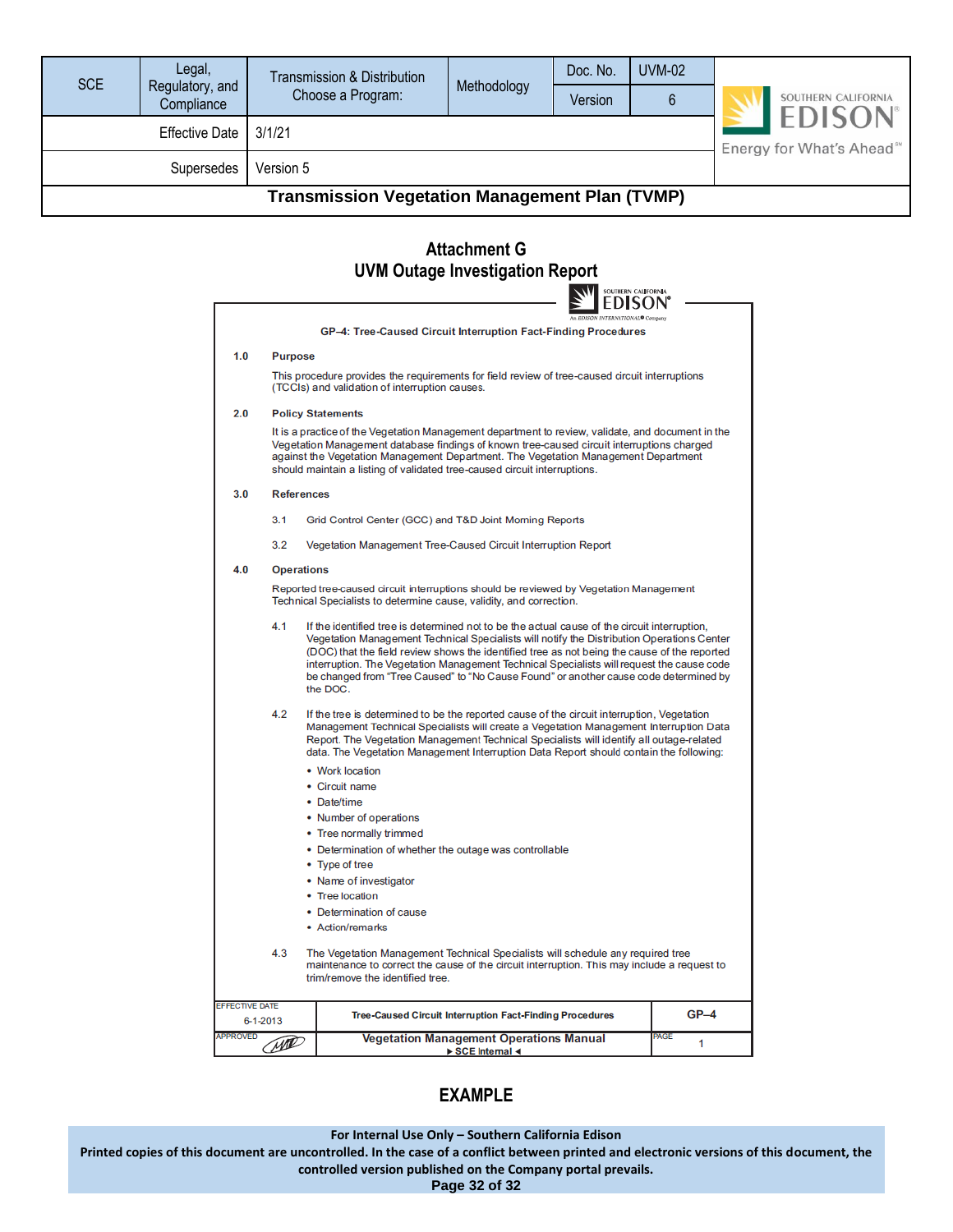## Attachment G
## UVM Outage Investigation Report

**GP–4: Tree-Caused Circuit Interruption Fact-Finding Procedures**

**1.0 Purpose**

This procedure provides the requirements for field review of tree-caused circuit interruptions (TCCIs) and validation of interruption causes.

**2.0 Policy Statements**

It is a practice of the Vegetation Management department to review, validate, and document in the Vegetation Management database findings of known tree-caused circuit interruptions charged against the Vegetation Management Department. The Vegetation Management Department should maintain a listing of validated tree-caused circuit interruptions.

**3.0 References**

3.1 Grid Control Center (GCC) and T&D Joint Morning Reports

3.2 Vegetation Management Tree-Caused Circuit Interruption Report

**4.0 Operations**

Reported tree-caused circuit interruptions should be reviewed by Vegetation Management Technical Specialists to determine cause, validity, and correction.

4.1 If the identified tree is determined not to be the actual cause of the circuit interruption, Vegetation Management Technical Specialists will notify the Distribution Operations Center (DOC) that the field review shows the identified tree as not being the cause of the reported interruption. The Vegetation Management Technical Specialists will request the cause code be changed from "Tree Caused" to "No Cause Found" or another cause code determined by the DOC.

4.2 If the tree is determined to be the reported cause of the circuit interruption, Vegetation Management Technical Specialists will create a Vegetation Management Interruption Data Report. The Vegetation Management Technical Specialists will identify all outage-related data. The Vegetation Management Interruption Data Report should contain the following:

- Work location
- Circuit name
- Date/time
- Number of operations
- Tree normally trimmed
- Determination of whether the outage was controllable
- Type of tree
- Name of investigator
- Tree location
- Determination of cause
- Action/remarks

4.3 The Vegetation Management Technical Specialists will schedule any required tree maintenance to correct the cause of the circuit interruption. This may include a request to trim/remove the identified tree.

| | | |
|---|---|---|
| EFFECTIVE DATE 6-1-2013 | Tree-Caused Circuit Interruption Fact-Finding Procedures | GP–4 |
| APPROVED | Vegetation Management Operations Manual ▶ SCE Internal ◀ | PAGE 1 |

**EXAMPLE**